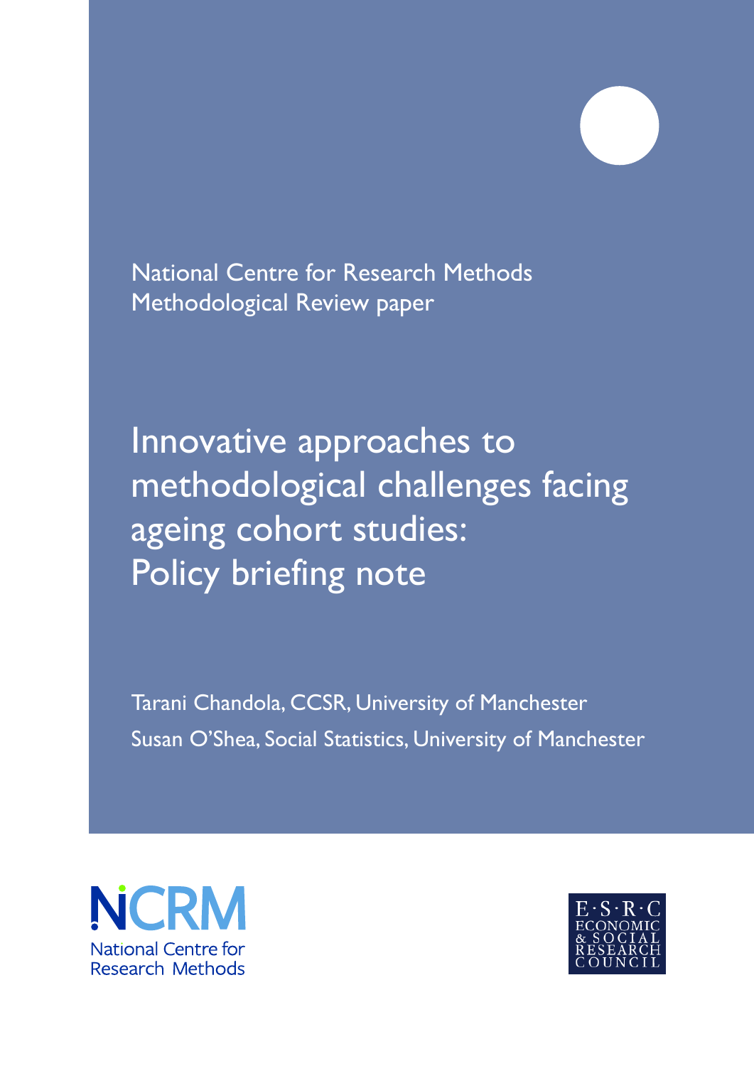National Centre for Research Methods
Methodological Review paper

# Innovative approaches to methodological challenges facing ageing cohort studies: Policy briefing note

Tarani Chandola, CCSR, University of Manchester

Susan O'Shea, Social Statistics, University of Manchester

NCRM
National Centre for Research Methods

E·S·R·C
ECONOMIC & SOCIAL RESEARCH COUNCIL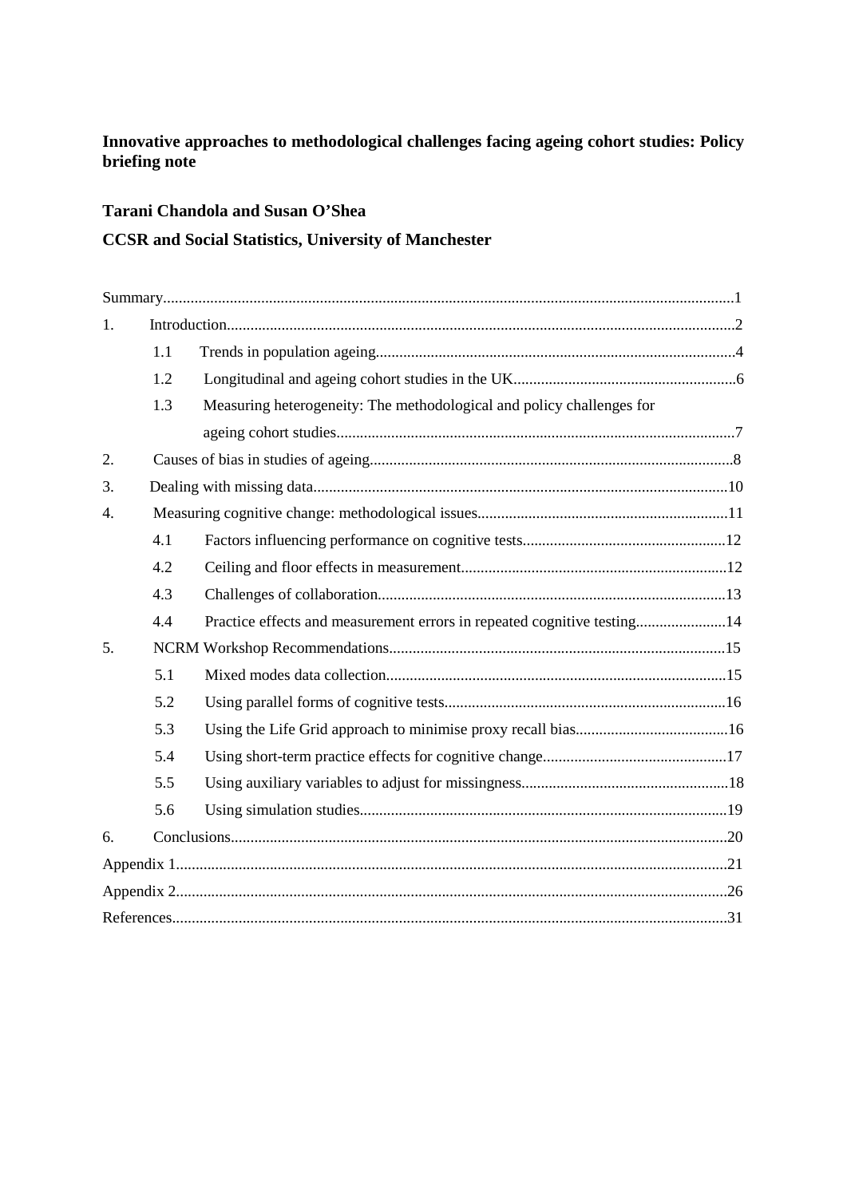**Innovative approaches to methodological challenges facing ageing cohort studies: Policy briefing note**

**Tarani Chandola and Susan O'Shea**

**CCSR and Social Statistics, University of Manchester**

Summary....1

1. Introduction....2
   - 1.1 Trends in population ageing....4
   - 1.2 Longitudinal and ageing cohort studies in the UK....6
   - 1.3 Measuring heterogeneity: The methodological and policy challenges for ageing cohort studies....7
2. Causes of bias in studies of ageing....8
3. Dealing with missing data....10
4. Measuring cognitive change: methodological issues....11
   - 4.1 Factors influencing performance on cognitive tests....12
   - 4.2 Ceiling and floor effects in measurement....12
   - 4.3 Challenges of collaboration....13
   - 4.4 Practice effects and measurement errors in repeated cognitive testing....14
5. NCRM Workshop Recommendations....15
   - 5.1 Mixed modes data collection....15
   - 5.2 Using parallel forms of cognitive tests....16
   - 5.3 Using the Life Grid approach to minimise proxy recall bias....16
   - 5.4 Using short-term practice effects for cognitive change....17
   - 5.5 Using auxiliary variables to adjust for missingness....18
   - 5.6 Using simulation studies....19
6. Conclusions....20

Appendix 1....21

Appendix 2....26

References....31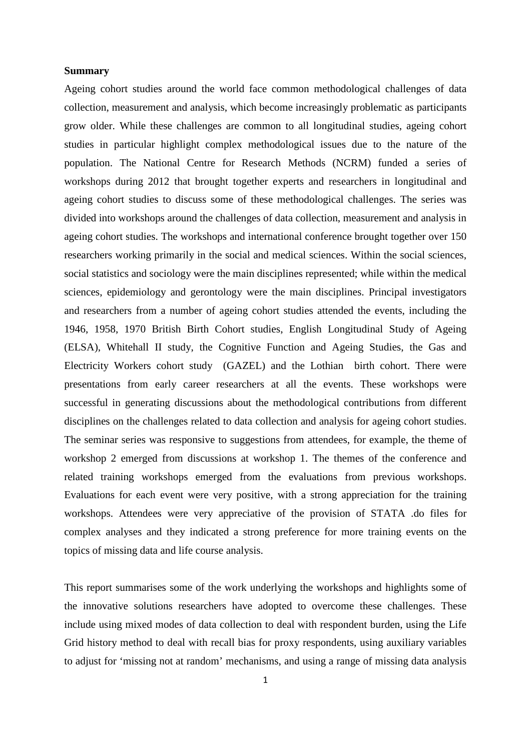**Summary**

Ageing cohort studies around the world face common methodological challenges of data collection, measurement and analysis, which become increasingly problematic as participants grow older. While these challenges are common to all longitudinal studies, ageing cohort studies in particular highlight complex methodological issues due to the nature of the population. The National Centre for Research Methods (NCRM) funded a series of workshops during 2012 that brought together experts and researchers in longitudinal and ageing cohort studies to discuss some of these methodological challenges. The series was divided into workshops around the challenges of data collection, measurement and analysis in ageing cohort studies. The workshops and international conference brought together over 150 researchers working primarily in the social and medical sciences. Within the social sciences, social statistics and sociology were the main disciplines represented; while within the medical sciences, epidemiology and gerontology were the main disciplines. Principal investigators and researchers from a number of ageing cohort studies attended the events, including the 1946, 1958, 1970 British Birth Cohort studies, English Longitudinal Study of Ageing (ELSA), Whitehall II study, the Cognitive Function and Ageing Studies, the Gas and Electricity Workers cohort study (GAZEL) and the Lothian birth cohort. There were presentations from early career researchers at all the events. These workshops were successful in generating discussions about the methodological contributions from different disciplines on the challenges related to data collection and analysis for ageing cohort studies. The seminar series was responsive to suggestions from attendees, for example, the theme of workshop 2 emerged from discussions at workshop 1. The themes of the conference and related training workshops emerged from the evaluations from previous workshops. Evaluations for each event were very positive, with a strong appreciation for the training workshops. Attendees were very appreciative of the provision of STATA .do files for complex analyses and they indicated a strong preference for more training events on the topics of missing data and life course analysis.

This report summarises some of the work underlying the workshops and highlights some of the innovative solutions researchers have adopted to overcome these challenges. These include using mixed modes of data collection to deal with respondent burden, using the Life Grid history method to deal with recall bias for proxy respondents, using auxiliary variables to adjust for 'missing not at random' mechanisms, and using a range of missing data analysis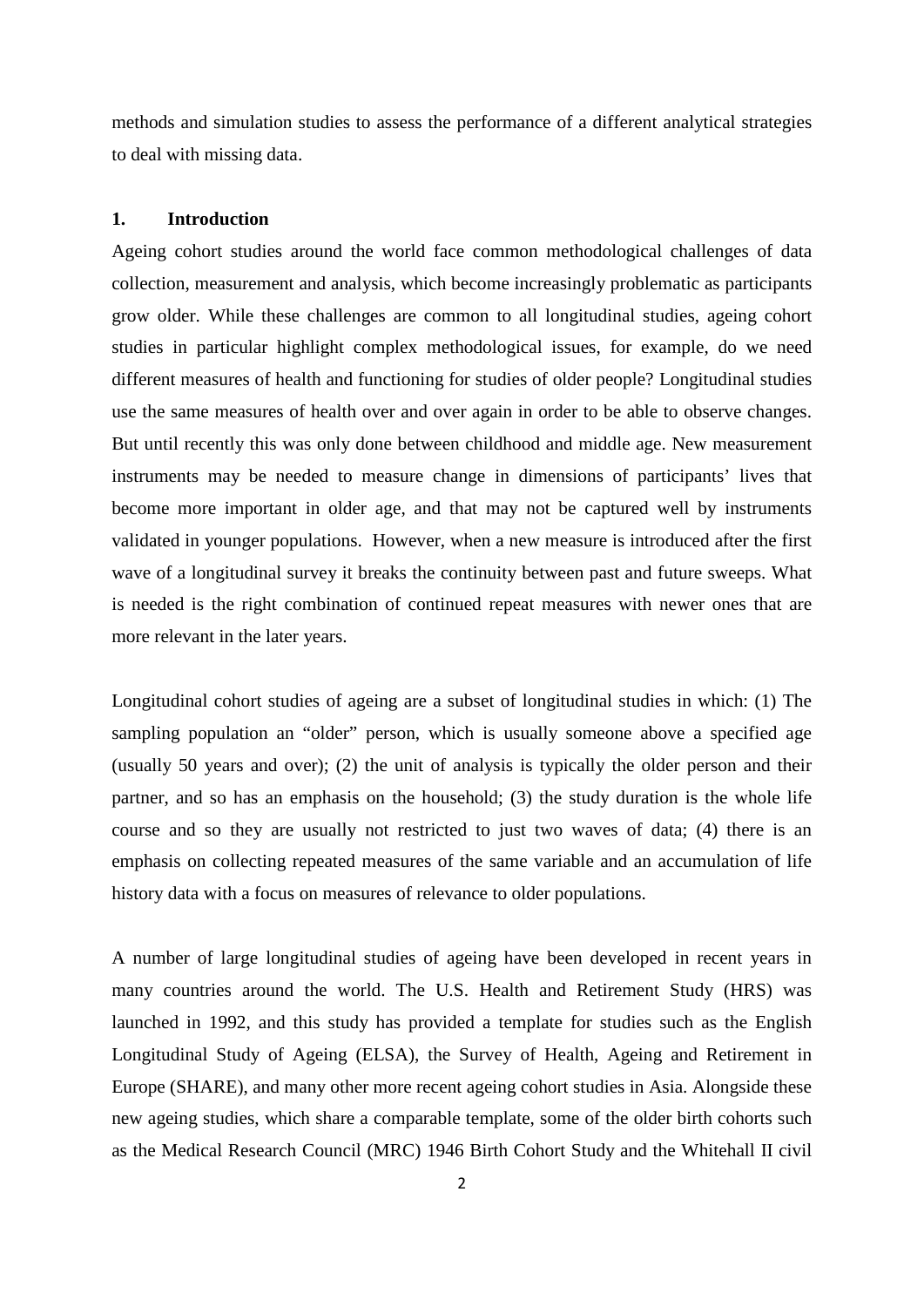methods and simulation studies to assess the performance of a different analytical strategies to deal with missing data.

## 1. Introduction

Ageing cohort studies around the world face common methodological challenges of data collection, measurement and analysis, which become increasingly problematic as participants grow older. While these challenges are common to all longitudinal studies, ageing cohort studies in particular highlight complex methodological issues, for example, do we need different measures of health and functioning for studies of older people? Longitudinal studies use the same measures of health over and over again in order to be able to observe changes. But until recently this was only done between childhood and middle age. New measurement instruments may be needed to measure change in dimensions of participants' lives that become more important in older age, and that may not be captured well by instruments validated in younger populations. However, when a new measure is introduced after the first wave of a longitudinal survey it breaks the continuity between past and future sweeps. What is needed is the right combination of continued repeat measures with newer ones that are more relevant in the later years.

Longitudinal cohort studies of ageing are a subset of longitudinal studies in which: (1) The sampling population an "older" person, which is usually someone above a specified age (usually 50 years and over); (2) the unit of analysis is typically the older person and their partner, and so has an emphasis on the household; (3) the study duration is the whole life course and so they are usually not restricted to just two waves of data; (4) there is an emphasis on collecting repeated measures of the same variable and an accumulation of life history data with a focus on measures of relevance to older populations.

A number of large longitudinal studies of ageing have been developed in recent years in many countries around the world. The U.S. Health and Retirement Study (HRS) was launched in 1992, and this study has provided a template for studies such as the English Longitudinal Study of Ageing (ELSA), the Survey of Health, Ageing and Retirement in Europe (SHARE), and many other more recent ageing cohort studies in Asia. Alongside these new ageing studies, which share a comparable template, some of the older birth cohorts such as the Medical Research Council (MRC) 1946 Birth Cohort Study and the Whitehall II civil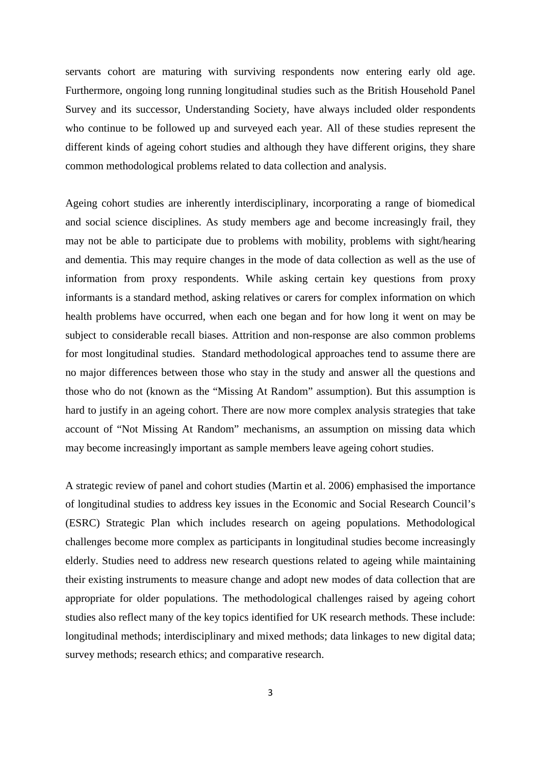servants cohort are maturing with surviving respondents now entering early old age. Furthermore, ongoing long running longitudinal studies such as the British Household Panel Survey and its successor, Understanding Society, have always included older respondents who continue to be followed up and surveyed each year. All of these studies represent the different kinds of ageing cohort studies and although they have different origins, they share common methodological problems related to data collection and analysis.

Ageing cohort studies are inherently interdisciplinary, incorporating a range of biomedical and social science disciplines. As study members age and become increasingly frail, they may not be able to participate due to problems with mobility, problems with sight/hearing and dementia. This may require changes in the mode of data collection as well as the use of information from proxy respondents. While asking certain key questions from proxy informants is a standard method, asking relatives or carers for complex information on which health problems have occurred, when each one began and for how long it went on may be subject to considerable recall biases. Attrition and non-response are also common problems for most longitudinal studies. Standard methodological approaches tend to assume there are no major differences between those who stay in the study and answer all the questions and those who do not (known as the "Missing At Random" assumption). But this assumption is hard to justify in an ageing cohort. There are now more complex analysis strategies that take account of "Not Missing At Random" mechanisms, an assumption on missing data which may become increasingly important as sample members leave ageing cohort studies.

A strategic review of panel and cohort studies (Martin et al. 2006) emphasised the importance of longitudinal studies to address key issues in the Economic and Social Research Council's (ESRC) Strategic Plan which includes research on ageing populations. Methodological challenges become more complex as participants in longitudinal studies become increasingly elderly. Studies need to address new research questions related to ageing while maintaining their existing instruments to measure change and adopt new modes of data collection that are appropriate for older populations. The methodological challenges raised by ageing cohort studies also reflect many of the key topics identified for UK research methods. These include: longitudinal methods; interdisciplinary and mixed methods; data linkages to new digital data; survey methods; research ethics; and comparative research.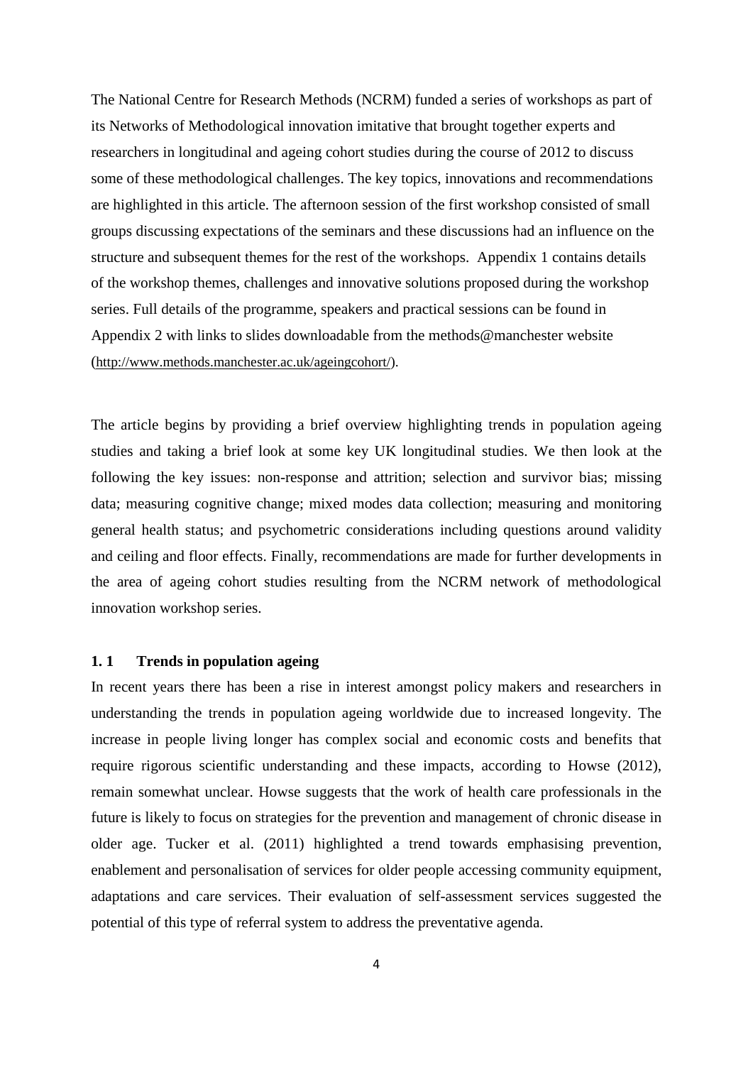The National Centre for Research Methods (NCRM) funded a series of workshops as part of its Networks of Methodological innovation imitative that brought together experts and researchers in longitudinal and ageing cohort studies during the course of 2012 to discuss some of these methodological challenges. The key topics, innovations and recommendations are highlighted in this article. The afternoon session of the first workshop consisted of small groups discussing expectations of the seminars and these discussions had an influence on the structure and subsequent themes for the rest of the workshops. Appendix 1 contains details of the workshop themes, challenges and innovative solutions proposed during the workshop series. Full details of the programme, speakers and practical sessions can be found in Appendix 2 with links to slides downloadable from the methods@manchester website (http://www.methods.manchester.ac.uk/ageingcohort/).

The article begins by providing a brief overview highlighting trends in population ageing studies and taking a brief look at some key UK longitudinal studies. We then look at the following the key issues: non-response and attrition; selection and survivor bias; missing data; measuring cognitive change; mixed modes data collection; measuring and monitoring general health status; and psychometric considerations including questions around validity and ceiling and floor effects. Finally, recommendations are made for further developments in the area of ageing cohort studies resulting from the NCRM network of methodological innovation workshop series.

### 1. 1 Trends in population ageing

In recent years there has been a rise in interest amongst policy makers and researchers in understanding the trends in population ageing worldwide due to increased longevity. The increase in people living longer has complex social and economic costs and benefits that require rigorous scientific understanding and these impacts, according to Howse (2012), remain somewhat unclear. Howse suggests that the work of health care professionals in the future is likely to focus on strategies for the prevention and management of chronic disease in older age. Tucker et al. (2011) highlighted a trend towards emphasising prevention, enablement and personalisation of services for older people accessing community equipment, adaptations and care services. Their evaluation of self-assessment services suggested the potential of this type of referral system to address the preventative agenda.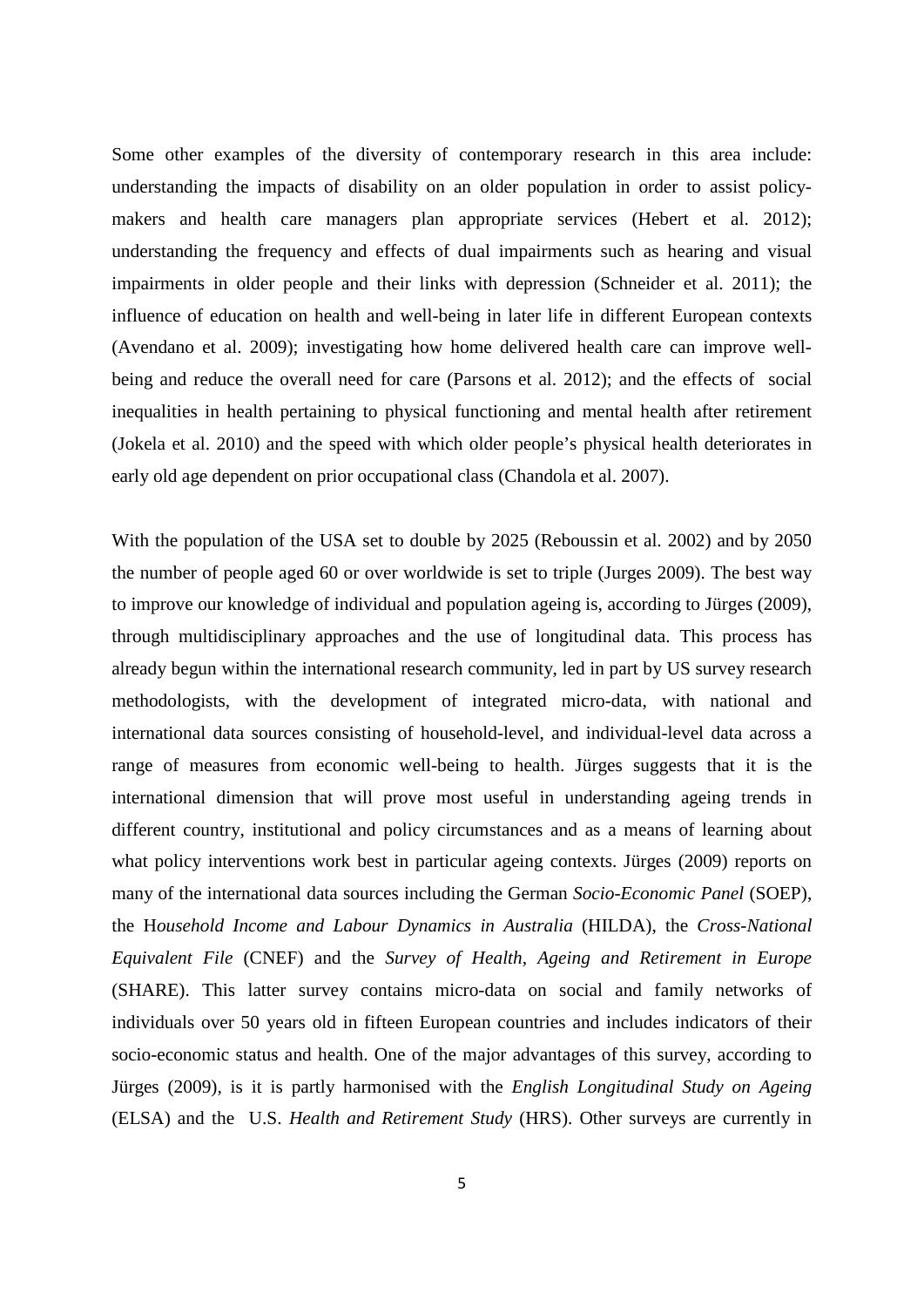Some other examples of the diversity of contemporary research in this area include: understanding the impacts of disability on an older population in order to assist policy-makers and health care managers plan appropriate services (Hebert et al. 2012); understanding the frequency and effects of dual impairments such as hearing and visual impairments in older people and their links with depression (Schneider et al. 2011); the influence of education on health and well-being in later life in different European contexts (Avendano et al. 2009); investigating how home delivered health care can improve well-being and reduce the overall need for care (Parsons et al. 2012); and the effects of social inequalities in health pertaining to physical functioning and mental health after retirement (Jokela et al. 2010) and the speed with which older people's physical health deteriorates in early old age dependent on prior occupational class (Chandola et al. 2007).

With the population of the USA set to double by 2025 (Reboussin et al. 2002) and by 2050 the number of people aged 60 or over worldwide is set to triple (Jurges 2009). The best way to improve our knowledge of individual and population ageing is, according to Jürges (2009), through multidisciplinary approaches and the use of longitudinal data. This process has already begun within the international research community, led in part by US survey research methodologists, with the development of integrated micro-data, with national and international data sources consisting of household-level, and individual-level data across a range of measures from economic well-being to health. Jürges suggests that it is the international dimension that will prove most useful in understanding ageing trends in different country, institutional and policy circumstances and as a means of learning about what policy interventions work best in particular ageing contexts. Jürges (2009) reports on many of the international data sources including the German *Socio-Economic Panel* (SOEP), the H*ousehold Income and Labour Dynamics in Australia* (HILDA), the *Cross-National Equivalent File* (CNEF) and the *Survey of Health, Ageing and Retirement in Europe* (SHARE). This latter survey contains micro-data on social and family networks of individuals over 50 years old in fifteen European countries and includes indicators of their socio-economic status and health. One of the major advantages of this survey, according to Jürges (2009), is it is partly harmonised with the *English Longitudinal Study on Ageing* (ELSA) and the U.S. *Health and Retirement Study* (HRS). Other surveys are currently in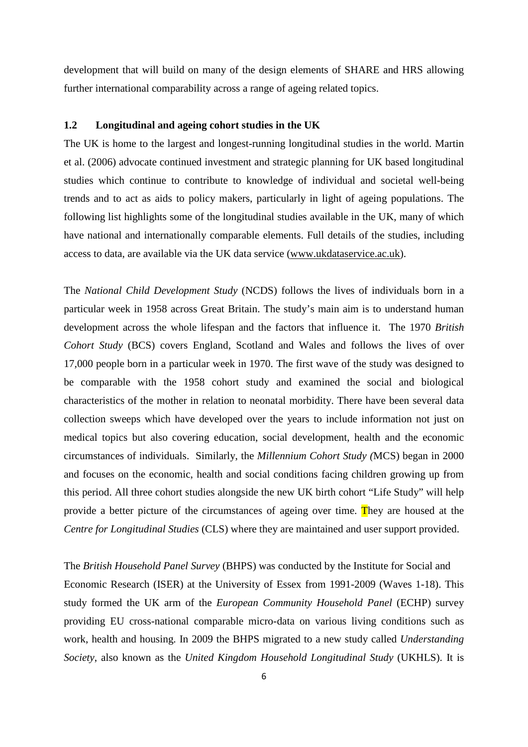development that will build on many of the design elements of SHARE and HRS allowing further international comparability across a range of ageing related topics.

## 1.2 Longitudinal and ageing cohort studies in the UK

The UK is home to the largest and longest-running longitudinal studies in the world. Martin et al. (2006) advocate continued investment and strategic planning for UK based longitudinal studies which continue to contribute to knowledge of individual and societal well-being trends and to act as aids to policy makers, particularly in light of ageing populations. The following list highlights some of the longitudinal studies available in the UK, many of which have national and internationally comparable elements. Full details of the studies, including access to data, are available via the UK data service (www.ukdataservice.ac.uk).

The *National Child Development Study* (NCDS) follows the lives of individuals born in a particular week in 1958 across Great Britain. The study's main aim is to understand human development across the whole lifespan and the factors that influence it. The 1970 *British Cohort Study* (BCS) covers England, Scotland and Wales and follows the lives of over 17,000 people born in a particular week in 1970. The first wave of the study was designed to be comparable with the 1958 cohort study and examined the social and biological characteristics of the mother in relation to neonatal morbidity. There have been several data collection sweeps which have developed over the years to include information not just on medical topics but also covering education, social development, health and the economic circumstances of individuals. Similarly, the *Millennium Cohort Study (*MCS) began in 2000 and focuses on the economic, health and social conditions facing children growing up from this period. All three cohort studies alongside the new UK birth cohort "Life Study" will help provide a better picture of the circumstances of ageing over time. They are housed at the *Centre for Longitudinal Studies* (CLS) where they are maintained and user support provided.

The *British Household Panel Survey* (BHPS) was conducted by the Institute for Social and Economic Research (ISER) at the University of Essex from 1991-2009 (Waves 1-18). This study formed the UK arm of the *European Community Household Panel* (ECHP) survey providing EU cross-national comparable micro-data on various living conditions such as work, health and housing. In 2009 the BHPS migrated to a new study called *Understanding Society*, also known as the *United Kingdom Household Longitudinal Study* (UKHLS). It is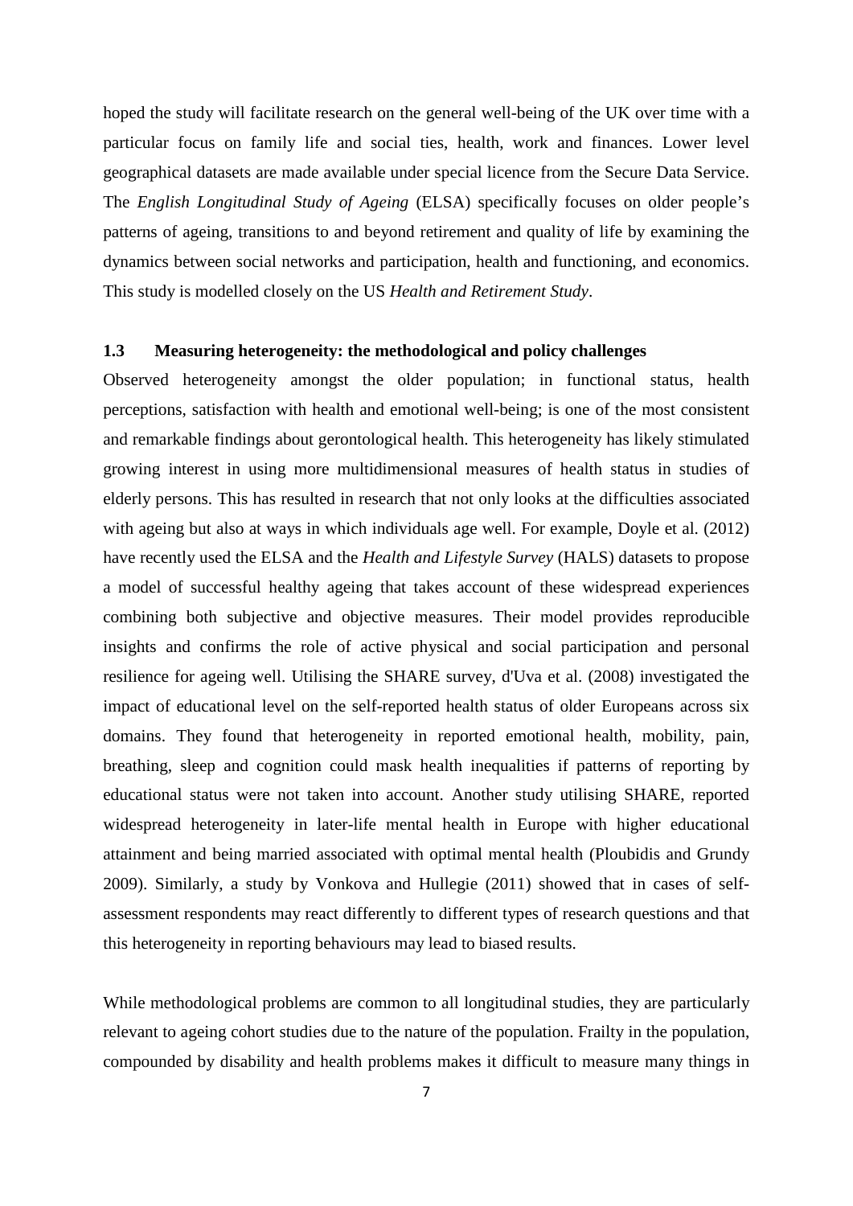hoped the study will facilitate research on the general well-being of the UK over time with a particular focus on family life and social ties, health, work and finances. Lower level geographical datasets are made available under special licence from the Secure Data Service. The *English Longitudinal Study of Ageing* (ELSA) specifically focuses on older people's patterns of ageing, transitions to and beyond retirement and quality of life by examining the dynamics between social networks and participation, health and functioning, and economics. This study is modelled closely on the US *Health and Retirement Study*.

### 1.3 Measuring heterogeneity: the methodological and policy challenges

Observed heterogeneity amongst the older population; in functional status, health perceptions, satisfaction with health and emotional well-being; is one of the most consistent and remarkable findings about gerontological health. This heterogeneity has likely stimulated growing interest in using more multidimensional measures of health status in studies of elderly persons. This has resulted in research that not only looks at the difficulties associated with ageing but also at ways in which individuals age well. For example, Doyle et al. (2012) have recently used the ELSA and the *Health and Lifestyle Survey* (HALS) datasets to propose a model of successful healthy ageing that takes account of these widespread experiences combining both subjective and objective measures. Their model provides reproducible insights and confirms the role of active physical and social participation and personal resilience for ageing well. Utilising the SHARE survey, d'Uva et al. (2008) investigated the impact of educational level on the self-reported health status of older Europeans across six domains. They found that heterogeneity in reported emotional health, mobility, pain, breathing, sleep and cognition could mask health inequalities if patterns of reporting by educational status were not taken into account. Another study utilising SHARE, reported widespread heterogeneity in later-life mental health in Europe with higher educational attainment and being married associated with optimal mental health (Ploubidis and Grundy 2009). Similarly, a study by Vonkova and Hullegie (2011) showed that in cases of self-assessment respondents may react differently to different types of research questions and that this heterogeneity in reporting behaviours may lead to biased results.

While methodological problems are common to all longitudinal studies, they are particularly relevant to ageing cohort studies due to the nature of the population. Frailty in the population, compounded by disability and health problems makes it difficult to measure many things in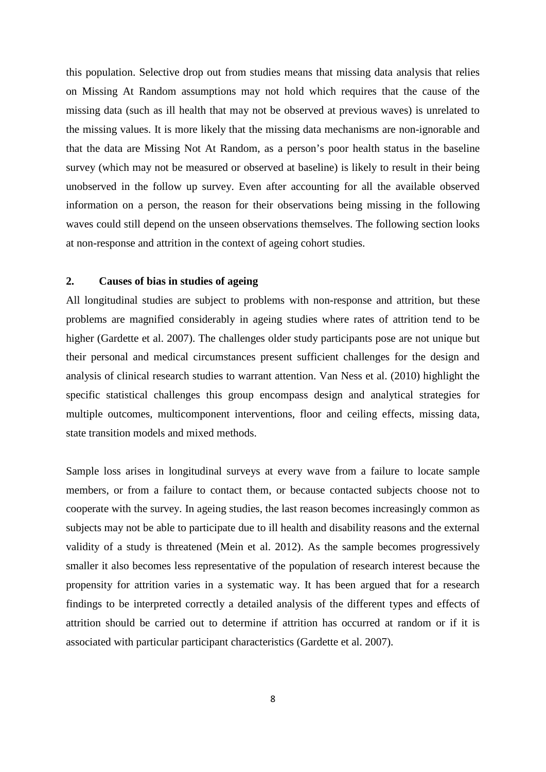this population. Selective drop out from studies means that missing data analysis that relies on Missing At Random assumptions may not hold which requires that the cause of the missing data (such as ill health that may not be observed at previous waves) is unrelated to the missing values. It is more likely that the missing data mechanisms are non-ignorable and that the data are Missing Not At Random, as a person's poor health status in the baseline survey (which may not be measured or observed at baseline) is likely to result in their being unobserved in the follow up survey. Even after accounting for all the available observed information on a person, the reason for their observations being missing in the following waves could still depend on the unseen observations themselves. The following section looks at non-response and attrition in the context of ageing cohort studies.

## 2. Causes of bias in studies of ageing

All longitudinal studies are subject to problems with non-response and attrition, but these problems are magnified considerably in ageing studies where rates of attrition tend to be higher (Gardette et al. 2007). The challenges older study participants pose are not unique but their personal and medical circumstances present sufficient challenges for the design and analysis of clinical research studies to warrant attention. Van Ness et al. (2010) highlight the specific statistical challenges this group encompass design and analytical strategies for multiple outcomes, multicomponent interventions, floor and ceiling effects, missing data, state transition models and mixed methods.

Sample loss arises in longitudinal surveys at every wave from a failure to locate sample members, or from a failure to contact them, or because contacted subjects choose not to cooperate with the survey. In ageing studies, the last reason becomes increasingly common as subjects may not be able to participate due to ill health and disability reasons and the external validity of a study is threatened (Mein et al. 2012). As the sample becomes progressively smaller it also becomes less representative of the population of research interest because the propensity for attrition varies in a systematic way. It has been argued that for a research findings to be interpreted correctly a detailed analysis of the different types and effects of attrition should be carried out to determine if attrition has occurred at random or if it is associated with particular participant characteristics (Gardette et al. 2007).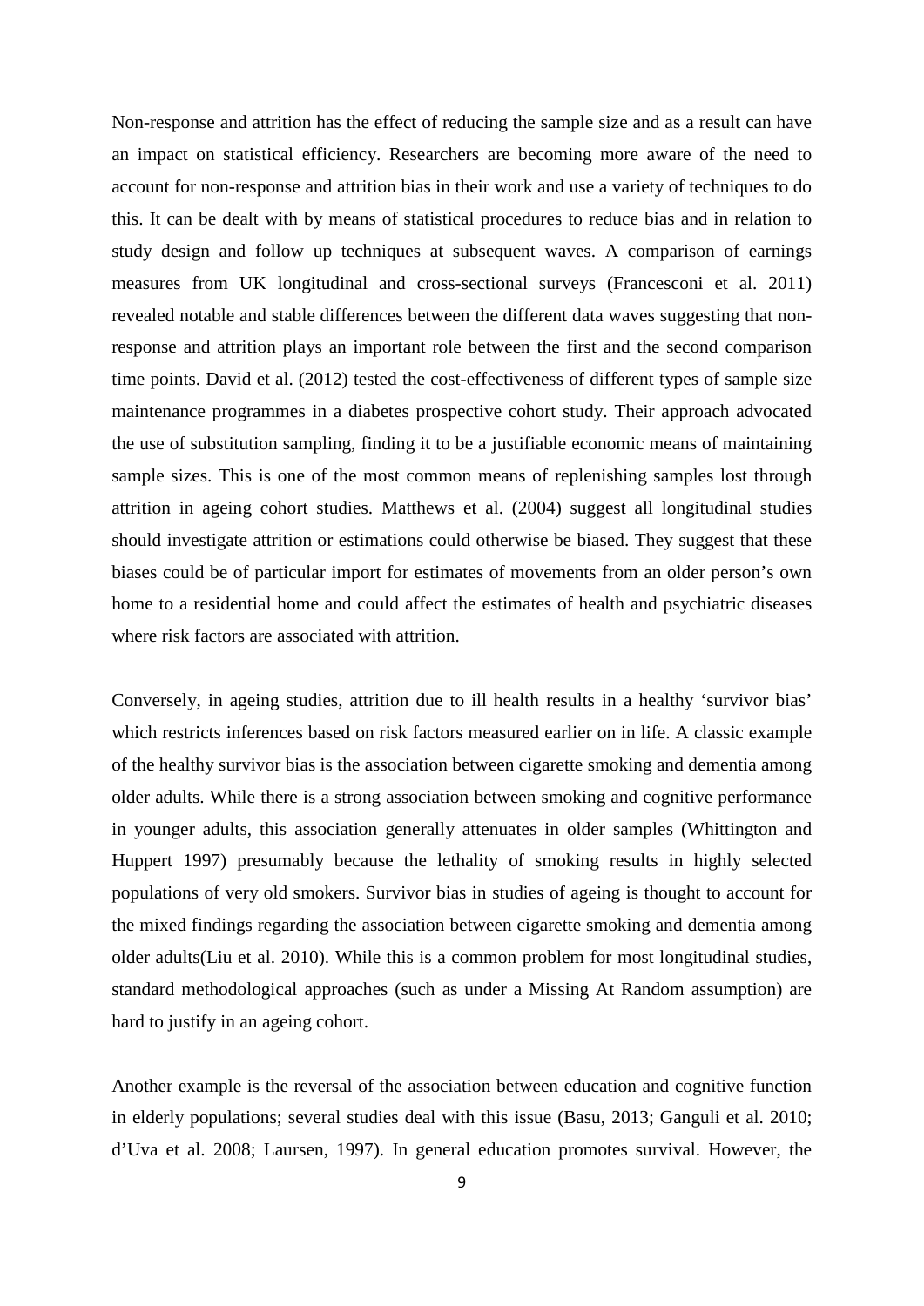Non-response and attrition has the effect of reducing the sample size and as a result can have an impact on statistical efficiency. Researchers are becoming more aware of the need to account for non-response and attrition bias in their work and use a variety of techniques to do this. It can be dealt with by means of statistical procedures to reduce bias and in relation to study design and follow up techniques at subsequent waves. A comparison of earnings measures from UK longitudinal and cross-sectional surveys (Francesconi et al. 2011) revealed notable and stable differences between the different data waves suggesting that non-response and attrition plays an important role between the first and the second comparison time points. David et al. (2012) tested the cost-effectiveness of different types of sample size maintenance programmes in a diabetes prospective cohort study. Their approach advocated the use of substitution sampling, finding it to be a justifiable economic means of maintaining sample sizes. This is one of the most common means of replenishing samples lost through attrition in ageing cohort studies. Matthews et al. (2004) suggest all longitudinal studies should investigate attrition or estimations could otherwise be biased. They suggest that these biases could be of particular import for estimates of movements from an older person's own home to a residential home and could affect the estimates of health and psychiatric diseases where risk factors are associated with attrition.

Conversely, in ageing studies, attrition due to ill health results in a healthy 'survivor bias' which restricts inferences based on risk factors measured earlier on in life. A classic example of the healthy survivor bias is the association between cigarette smoking and dementia among older adults. While there is a strong association between smoking and cognitive performance in younger adults, this association generally attenuates in older samples (Whittington and Huppert 1997) presumably because the lethality of smoking results in highly selected populations of very old smokers. Survivor bias in studies of ageing is thought to account for the mixed findings regarding the association between cigarette smoking and dementia among older adults(Liu et al. 2010). While this is a common problem for most longitudinal studies, standard methodological approaches (such as under a Missing At Random assumption) are hard to justify in an ageing cohort.

Another example is the reversal of the association between education and cognitive function in elderly populations; several studies deal with this issue (Basu, 2013; Ganguli et al. 2010; d'Uva et al. 2008; Laursen, 1997). In general education promotes survival. However, the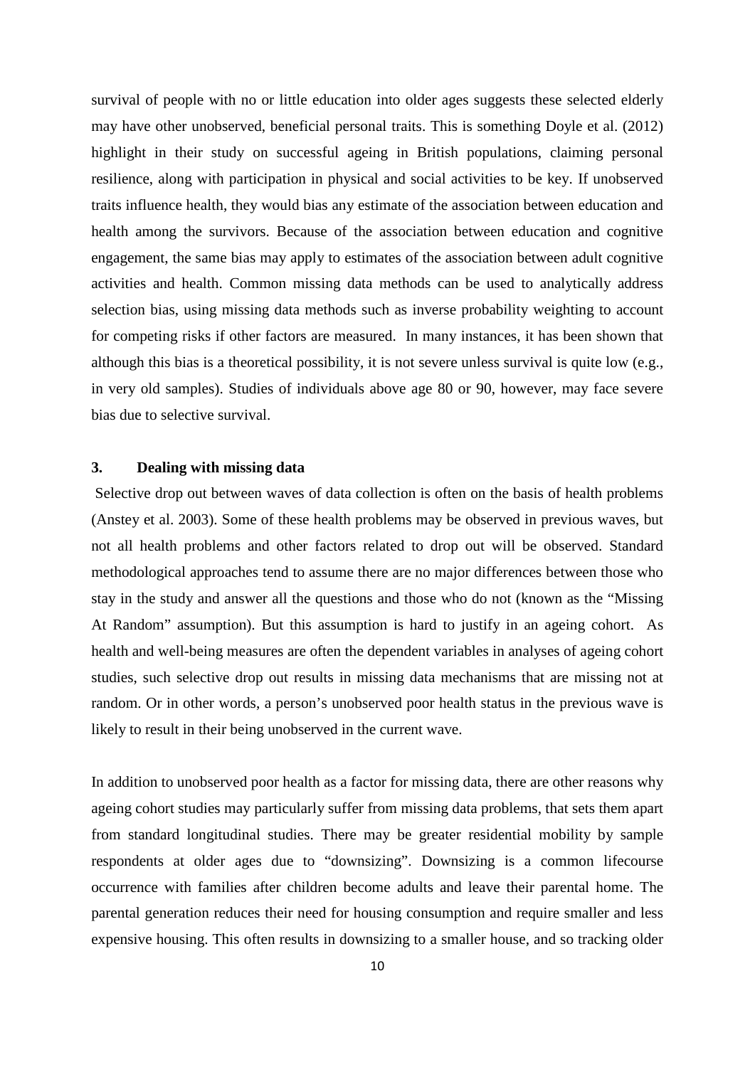survival of people with no or little education into older ages suggests these selected elderly may have other unobserved, beneficial personal traits. This is something Doyle et al. (2012) highlight in their study on successful ageing in British populations, claiming personal resilience, along with participation in physical and social activities to be key. If unobserved traits influence health, they would bias any estimate of the association between education and health among the survivors. Because of the association between education and cognitive engagement, the same bias may apply to estimates of the association between adult cognitive activities and health. Common missing data methods can be used to analytically address selection bias, using missing data methods such as inverse probability weighting to account for competing risks if other factors are measured. In many instances, it has been shown that although this bias is a theoretical possibility, it is not severe unless survival is quite low (e.g., in very old samples). Studies of individuals above age 80 or 90, however, may face severe bias due to selective survival.

## 3. Dealing with missing data

Selective drop out between waves of data collection is often on the basis of health problems (Anstey et al. 2003). Some of these health problems may be observed in previous waves, but not all health problems and other factors related to drop out will be observed. Standard methodological approaches tend to assume there are no major differences between those who stay in the study and answer all the questions and those who do not (known as the "Missing At Random" assumption). But this assumption is hard to justify in an ageing cohort. As health and well-being measures are often the dependent variables in analyses of ageing cohort studies, such selective drop out results in missing data mechanisms that are missing not at random. Or in other words, a person's unobserved poor health status in the previous wave is likely to result in their being unobserved in the current wave.

In addition to unobserved poor health as a factor for missing data, there are other reasons why ageing cohort studies may particularly suffer from missing data problems, that sets them apart from standard longitudinal studies. There may be greater residential mobility by sample respondents at older ages due to "downsizing". Downsizing is a common lifecourse occurrence with families after children become adults and leave their parental home. The parental generation reduces their need for housing consumption and require smaller and less expensive housing. This often results in downsizing to a smaller house, and so tracking older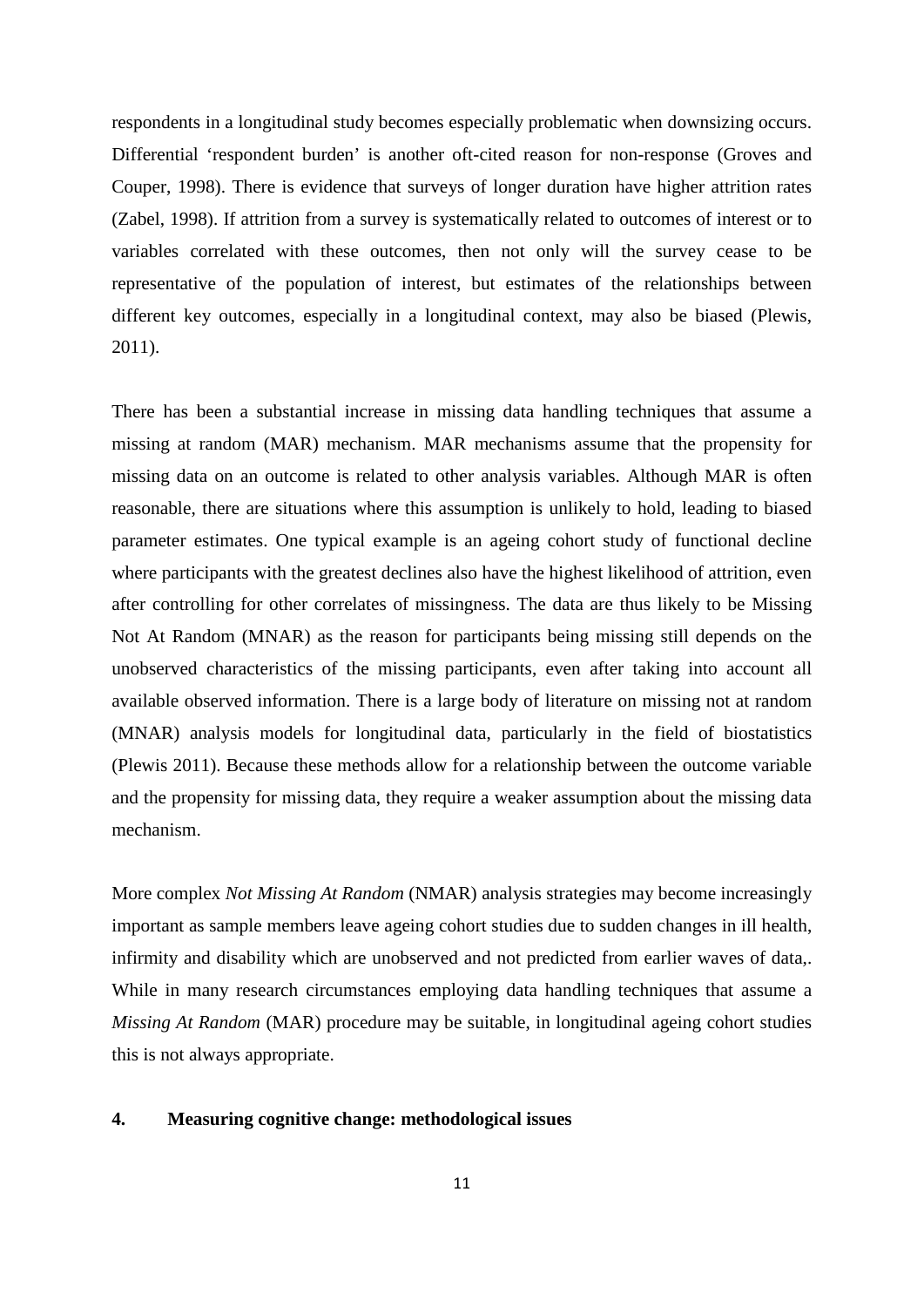respondents in a longitudinal study becomes especially problematic when downsizing occurs. Differential 'respondent burden' is another oft-cited reason for non-response (Groves and Couper, 1998). There is evidence that surveys of longer duration have higher attrition rates (Zabel, 1998). If attrition from a survey is systematically related to outcomes of interest or to variables correlated with these outcomes, then not only will the survey cease to be representative of the population of interest, but estimates of the relationships between different key outcomes, especially in a longitudinal context, may also be biased (Plewis, 2011).

There has been a substantial increase in missing data handling techniques that assume a missing at random (MAR) mechanism. MAR mechanisms assume that the propensity for missing data on an outcome is related to other analysis variables. Although MAR is often reasonable, there are situations where this assumption is unlikely to hold, leading to biased parameter estimates. One typical example is an ageing cohort study of functional decline where participants with the greatest declines also have the highest likelihood of attrition, even after controlling for other correlates of missingness. The data are thus likely to be Missing Not At Random (MNAR) as the reason for participants being missing still depends on the unobserved characteristics of the missing participants, even after taking into account all available observed information. There is a large body of literature on missing not at random (MNAR) analysis models for longitudinal data, particularly in the field of biostatistics (Plewis 2011). Because these methods allow for a relationship between the outcome variable and the propensity for missing data, they require a weaker assumption about the missing data mechanism.

More complex *Not Missing At Random* (NMAR) analysis strategies may become increasingly important as sample members leave ageing cohort studies due to sudden changes in ill health, infirmity and disability which are unobserved and not predicted from earlier waves of data,. While in many research circumstances employing data handling techniques that assume a *Missing At Random* (MAR) procedure may be suitable, in longitudinal ageing cohort studies this is not always appropriate.

## 4. Measuring cognitive change: methodological issues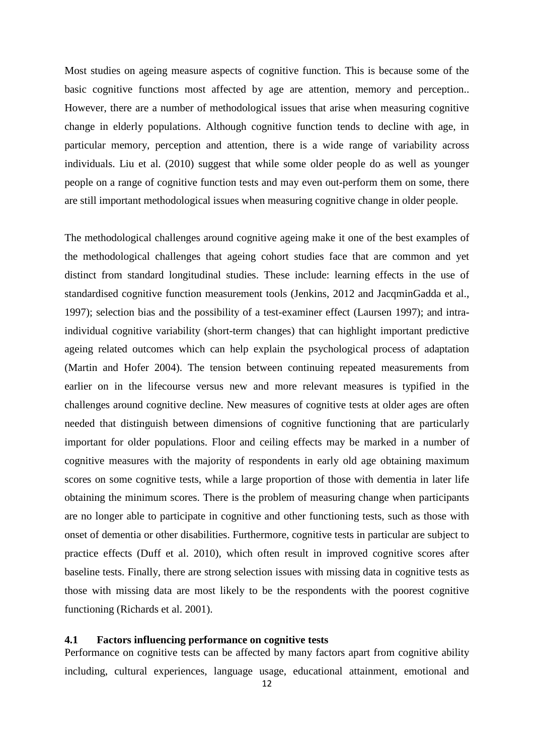Most studies on ageing measure aspects of cognitive function. This is because some of the basic cognitive functions most affected by age are attention, memory and perception.. However, there are a number of methodological issues that arise when measuring cognitive change in elderly populations. Although cognitive function tends to decline with age, in particular memory, perception and attention, there is a wide range of variability across individuals. Liu et al. (2010) suggest that while some older people do as well as younger people on a range of cognitive function tests and may even out-perform them on some, there are still important methodological issues when measuring cognitive change in older people.

The methodological challenges around cognitive ageing make it one of the best examples of the methodological challenges that ageing cohort studies face that are common and yet distinct from standard longitudinal studies. These include: learning effects in the use of standardised cognitive function measurement tools (Jenkins, 2012 and JacqminGadda et al., 1997); selection bias and the possibility of a test-examiner effect (Laursen 1997); and intra-individual cognitive variability (short-term changes) that can highlight important predictive ageing related outcomes which can help explain the psychological process of adaptation (Martin and Hofer 2004). The tension between continuing repeated measurements from earlier on in the lifecourse versus new and more relevant measures is typified in the challenges around cognitive decline. New measures of cognitive tests at older ages are often needed that distinguish between dimensions of cognitive functioning that are particularly important for older populations. Floor and ceiling effects may be marked in a number of cognitive measures with the majority of respondents in early old age obtaining maximum scores on some cognitive tests, while a large proportion of those with dementia in later life obtaining the minimum scores. There is the problem of measuring change when participants are no longer able to participate in cognitive and other functioning tests, such as those with onset of dementia or other disabilities. Furthermore, cognitive tests in particular are subject to practice effects (Duff et al. 2010), which often result in improved cognitive scores after baseline tests. Finally, there are strong selection issues with missing data in cognitive tests as those with missing data are most likely to be the respondents with the poorest cognitive functioning (Richards et al. 2001).

### 4.1 Factors influencing performance on cognitive tests

Performance on cognitive tests can be affected by many factors apart from cognitive ability including, cultural experiences, language usage, educational attainment, emotional and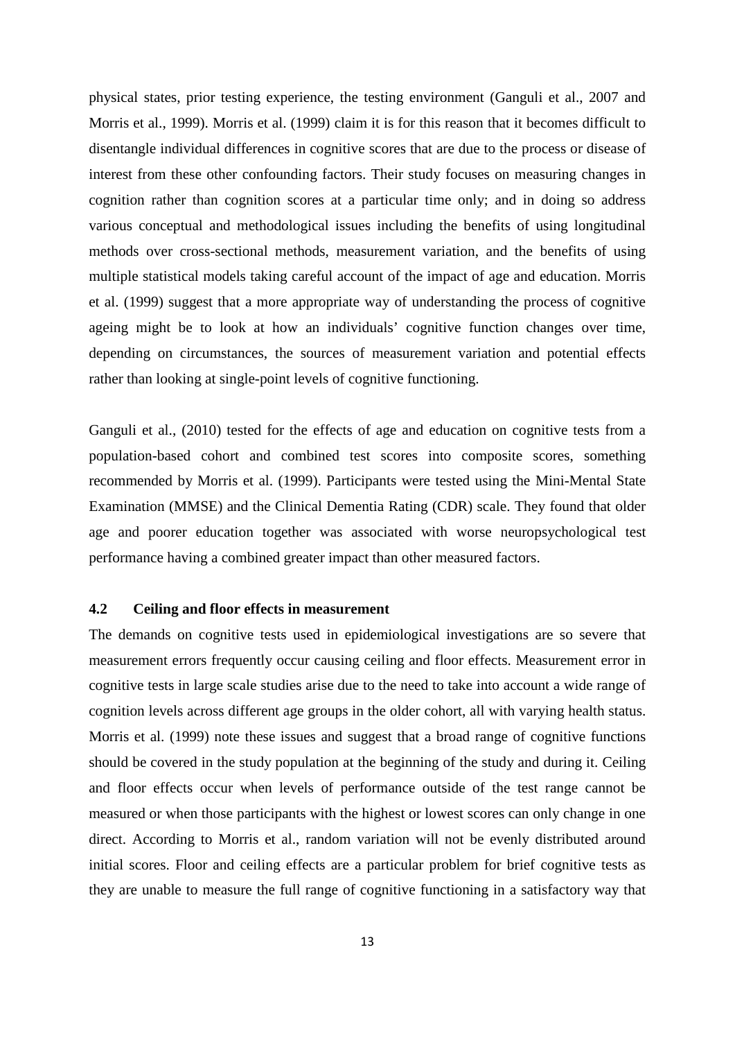physical states, prior testing experience, the testing environment (Ganguli et al., 2007 and Morris et al., 1999). Morris et al. (1999) claim it is for this reason that it becomes difficult to disentangle individual differences in cognitive scores that are due to the process or disease of interest from these other confounding factors. Their study focuses on measuring changes in cognition rather than cognition scores at a particular time only; and in doing so address various conceptual and methodological issues including the benefits of using longitudinal methods over cross-sectional methods, measurement variation, and the benefits of using multiple statistical models taking careful account of the impact of age and education. Morris et al. (1999) suggest that a more appropriate way of understanding the process of cognitive ageing might be to look at how an individuals' cognitive function changes over time, depending on circumstances, the sources of measurement variation and potential effects rather than looking at single-point levels of cognitive functioning.

Ganguli et al., (2010) tested for the effects of age and education on cognitive tests from a population-based cohort and combined test scores into composite scores, something recommended by Morris et al. (1999). Participants were tested using the Mini-Mental State Examination (MMSE) and the Clinical Dementia Rating (CDR) scale. They found that older age and poorer education together was associated with worse neuropsychological test performance having a combined greater impact than other measured factors.

### 4.2 Ceiling and floor effects in measurement

The demands on cognitive tests used in epidemiological investigations are so severe that measurement errors frequently occur causing ceiling and floor effects. Measurement error in cognitive tests in large scale studies arise due to the need to take into account a wide range of cognition levels across different age groups in the older cohort, all with varying health status. Morris et al. (1999) note these issues and suggest that a broad range of cognitive functions should be covered in the study population at the beginning of the study and during it. Ceiling and floor effects occur when levels of performance outside of the test range cannot be measured or when those participants with the highest or lowest scores can only change in one direct. According to Morris et al., random variation will not be evenly distributed around initial scores. Floor and ceiling effects are a particular problem for brief cognitive tests as they are unable to measure the full range of cognitive functioning in a satisfactory way that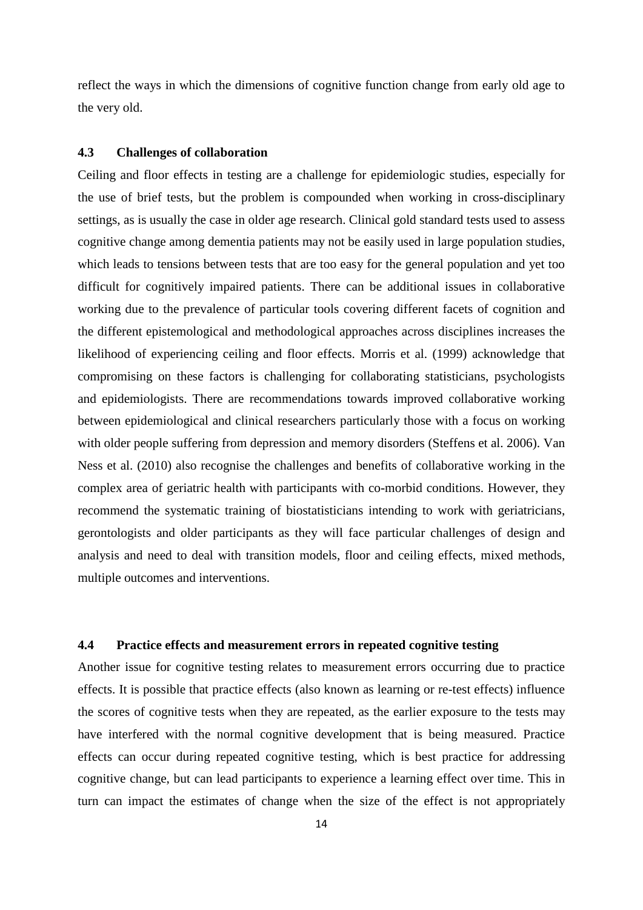reflect the ways in which the dimensions of cognitive function change from early old age to the very old.

## 4.3 Challenges of collaboration

Ceiling and floor effects in testing are a challenge for epidemiologic studies, especially for the use of brief tests, but the problem is compounded when working in cross-disciplinary settings, as is usually the case in older age research. Clinical gold standard tests used to assess cognitive change among dementia patients may not be easily used in large population studies, which leads to tensions between tests that are too easy for the general population and yet too difficult for cognitively impaired patients. There can be additional issues in collaborative working due to the prevalence of particular tools covering different facets of cognition and the different epistemological and methodological approaches across disciplines increases the likelihood of experiencing ceiling and floor effects. Morris et al. (1999) acknowledge that compromising on these factors is challenging for collaborating statisticians, psychologists and epidemiologists. There are recommendations towards improved collaborative working between epidemiological and clinical researchers particularly those with a focus on working with older people suffering from depression and memory disorders (Steffens et al. 2006). Van Ness et al. (2010) also recognise the challenges and benefits of collaborative working in the complex area of geriatric health with participants with co-morbid conditions. However, they recommend the systematic training of biostatisticians intending to work with geriatricians, gerontologists and older participants as they will face particular challenges of design and analysis and need to deal with transition models, floor and ceiling effects, mixed methods, multiple outcomes and interventions.

## 4.4 Practice effects and measurement errors in repeated cognitive testing

Another issue for cognitive testing relates to measurement errors occurring due to practice effects. It is possible that practice effects (also known as learning or re-test effects) influence the scores of cognitive tests when they are repeated, as the earlier exposure to the tests may have interfered with the normal cognitive development that is being measured. Practice effects can occur during repeated cognitive testing, which is best practice for addressing cognitive change, but can lead participants to experience a learning effect over time. This in turn can impact the estimates of change when the size of the effect is not appropriately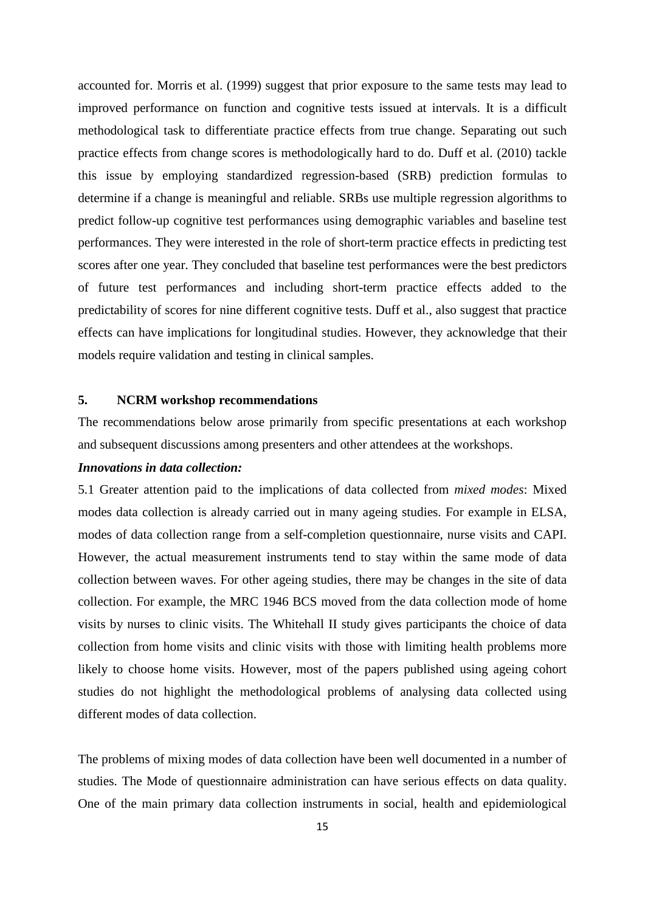accounted for. Morris et al. (1999) suggest that prior exposure to the same tests may lead to improved performance on function and cognitive tests issued at intervals. It is a difficult methodological task to differentiate practice effects from true change. Separating out such practice effects from change scores is methodologically hard to do. Duff et al. (2010) tackle this issue by employing standardized regression-based (SRB) prediction formulas to determine if a change is meaningful and reliable. SRBs use multiple regression algorithms to predict follow-up cognitive test performances using demographic variables and baseline test performances. They were interested in the role of short-term practice effects in predicting test scores after one year. They concluded that baseline test performances were the best predictors of future test performances and including short-term practice effects added to the predictability of scores for nine different cognitive tests. Duff et al., also suggest that practice effects can have implications for longitudinal studies. However, they acknowledge that their models require validation and testing in clinical samples.

## 5. NCRM workshop recommendations

The recommendations below arose primarily from specific presentations at each workshop and subsequent discussions among presenters and other attendees at the workshops.

***Innovations in data collection:***

5.1 Greater attention paid to the implications of data collected from *mixed modes*: Mixed modes data collection is already carried out in many ageing studies. For example in ELSA, modes of data collection range from a self-completion questionnaire, nurse visits and CAPI. However, the actual measurement instruments tend to stay within the same mode of data collection between waves. For other ageing studies, there may be changes in the site of data collection. For example, the MRC 1946 BCS moved from the data collection mode of home visits by nurses to clinic visits. The Whitehall II study gives participants the choice of data collection from home visits and clinic visits with those with limiting health problems more likely to choose home visits. However, most of the papers published using ageing cohort studies do not highlight the methodological problems of analysing data collected using different modes of data collection.

The problems of mixing modes of data collection have been well documented in a number of studies. The Mode of questionnaire administration can have serious effects on data quality. One of the main primary data collection instruments in social, health and epidemiological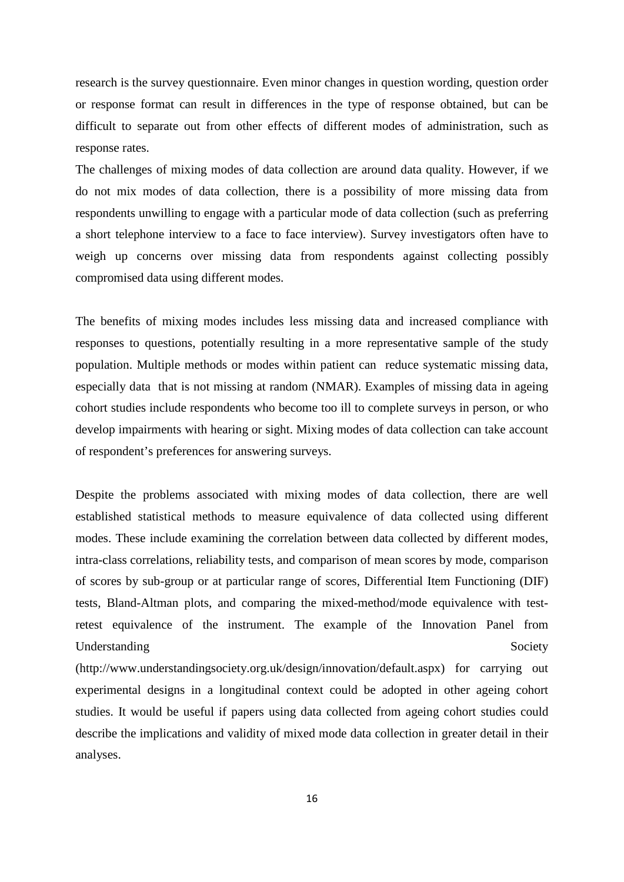research is the survey questionnaire. Even minor changes in question wording, question order or response format can result in differences in the type of response obtained, but can be difficult to separate out from other effects of different modes of administration, such as response rates.

The challenges of mixing modes of data collection are around data quality. However, if we do not mix modes of data collection, there is a possibility of more missing data from respondents unwilling to engage with a particular mode of data collection (such as preferring a short telephone interview to a face to face interview). Survey investigators often have to weigh up concerns over missing data from respondents against collecting possibly compromised data using different modes.

The benefits of mixing modes includes less missing data and increased compliance with responses to questions, potentially resulting in a more representative sample of the study population. Multiple methods or modes within patient can reduce systematic missing data, especially data that is not missing at random (NMAR). Examples of missing data in ageing cohort studies include respondents who become too ill to complete surveys in person, or who develop impairments with hearing or sight. Mixing modes of data collection can take account of respondent's preferences for answering surveys.

Despite the problems associated with mixing modes of data collection, there are well established statistical methods to measure equivalence of data collected using different modes. These include examining the correlation between data collected by different modes, intra-class correlations, reliability tests, and comparison of mean scores by mode, comparison of scores by sub-group or at particular range of scores, Differential Item Functioning (DIF) tests, Bland-Altman plots, and comparing the mixed-method/mode equivalence with test-retest equivalence of the instrument. The example of the Innovation Panel from Understanding Society (http://www.understandingsociety.org.uk/design/innovation/default.aspx) for carrying out experimental designs in a longitudinal context could be adopted in other ageing cohort studies. It would be useful if papers using data collected from ageing cohort studies could describe the implications and validity of mixed mode data collection in greater detail in their analyses.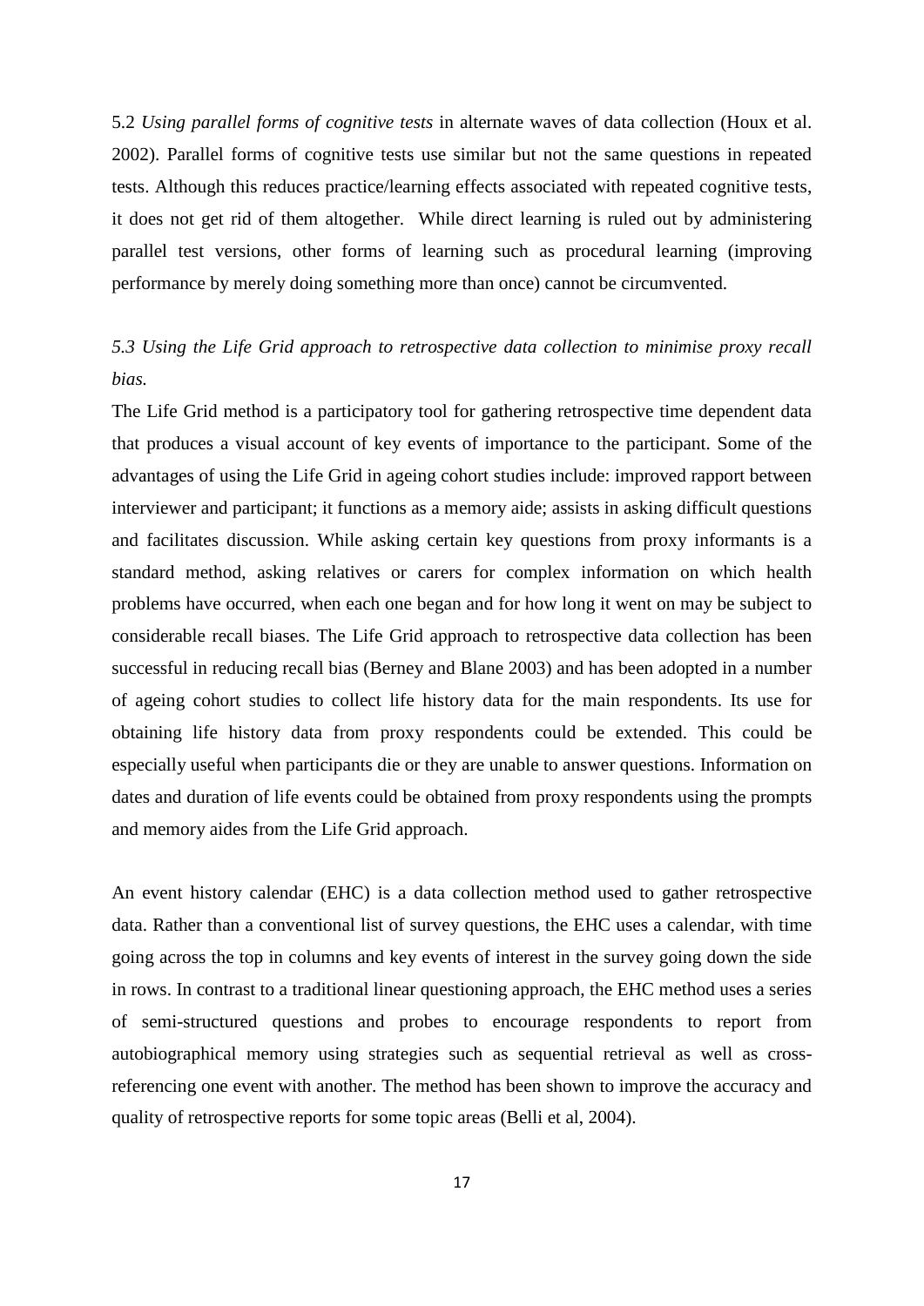5.2 *Using parallel forms of cognitive tests* in alternate waves of data collection (Houx et al. 2002). Parallel forms of cognitive tests use similar but not the same questions in repeated tests. Although this reduces practice/learning effects associated with repeated cognitive tests, it does not get rid of them altogether. While direct learning is ruled out by administering parallel test versions, other forms of learning such as procedural learning (improving performance by merely doing something more than once) cannot be circumvented.

*5.3 Using the Life Grid approach to retrospective data collection to minimise proxy recall bias.*

The Life Grid method is a participatory tool for gathering retrospective time dependent data that produces a visual account of key events of importance to the participant. Some of the advantages of using the Life Grid in ageing cohort studies include: improved rapport between interviewer and participant; it functions as a memory aide; assists in asking difficult questions and facilitates discussion. While asking certain key questions from proxy informants is a standard method, asking relatives or carers for complex information on which health problems have occurred, when each one began and for how long it went on may be subject to considerable recall biases. The Life Grid approach to retrospective data collection has been successful in reducing recall bias (Berney and Blane 2003) and has been adopted in a number of ageing cohort studies to collect life history data for the main respondents. Its use for obtaining life history data from proxy respondents could be extended. This could be especially useful when participants die or they are unable to answer questions. Information on dates and duration of life events could be obtained from proxy respondents using the prompts and memory aides from the Life Grid approach.

An event history calendar (EHC) is a data collection method used to gather retrospective data. Rather than a conventional list of survey questions, the EHC uses a calendar, with time going across the top in columns and key events of interest in the survey going down the side in rows. In contrast to a traditional linear questioning approach, the EHC method uses a series of semi-structured questions and probes to encourage respondents to report from autobiographical memory using strategies such as sequential retrieval as well as cross-referencing one event with another. The method has been shown to improve the accuracy and quality of retrospective reports for some topic areas (Belli et al, 2004).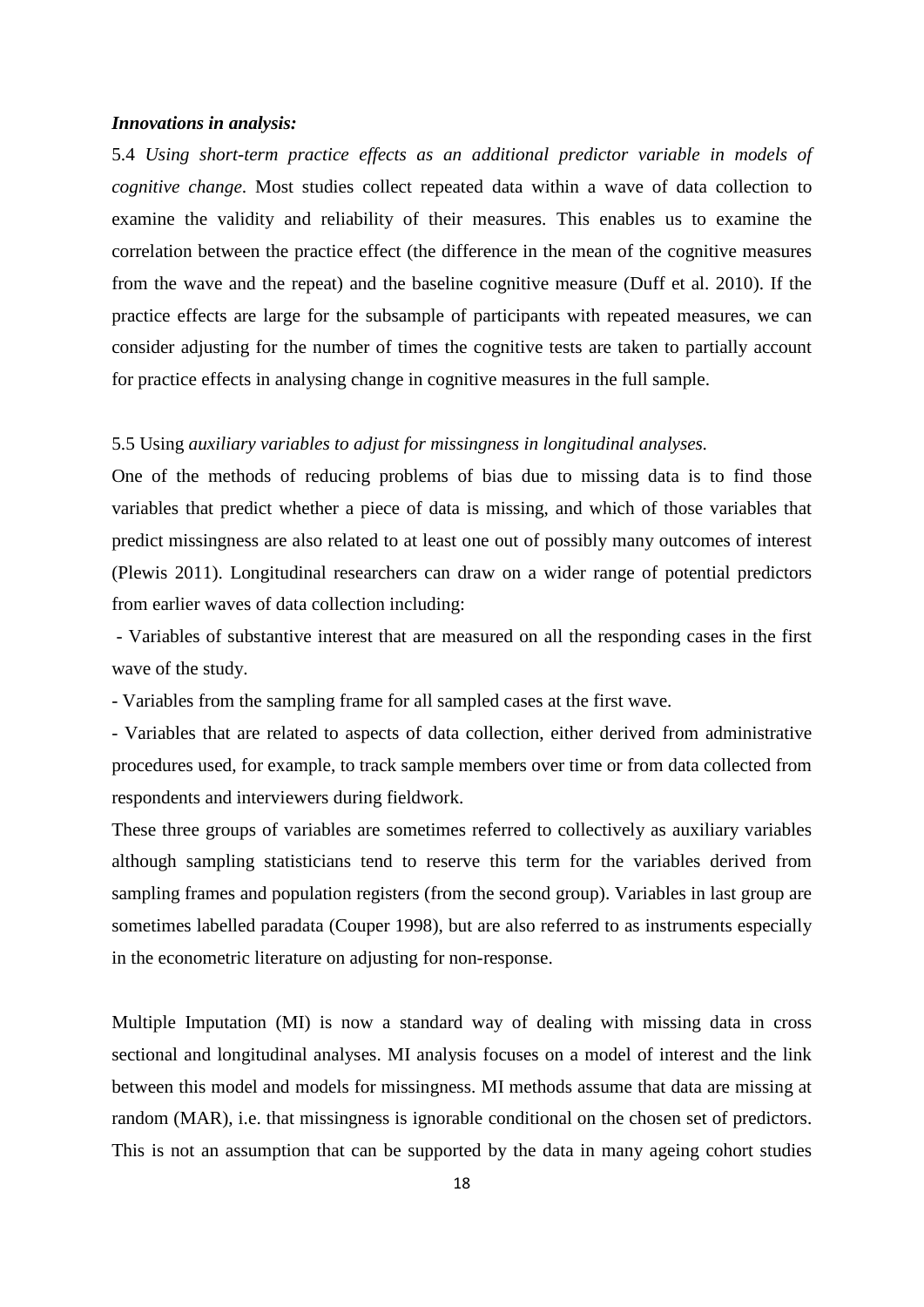***Innovations in analysis:***

5.4 *Using short-term practice effects as an additional predictor variable in models of cognitive change*. Most studies collect repeated data within a wave of data collection to examine the validity and reliability of their measures. This enables us to examine the correlation between the practice effect (the difference in the mean of the cognitive measures from the wave and the repeat) and the baseline cognitive measure (Duff et al. 2010). If the practice effects are large for the subsample of participants with repeated measures, we can consider adjusting for the number of times the cognitive tests are taken to partially account for practice effects in analysing change in cognitive measures in the full sample.

5.5 Using *auxiliary variables to adjust for missingness in longitudinal analyses.*

One of the methods of reducing problems of bias due to missing data is to find those variables that predict whether a piece of data is missing, and which of those variables that predict missingness are also related to at least one out of possibly many outcomes of interest (Plewis 2011). Longitudinal researchers can draw on a wider range of potential predictors from earlier waves of data collection including:

- Variables of substantive interest that are measured on all the responding cases in the first wave of the study.
- Variables from the sampling frame for all sampled cases at the first wave.
- Variables that are related to aspects of data collection, either derived from administrative procedures used, for example, to track sample members over time or from data collected from respondents and interviewers during fieldwork.

These three groups of variables are sometimes referred to collectively as auxiliary variables although sampling statisticians tend to reserve this term for the variables derived from sampling frames and population registers (from the second group). Variables in last group are sometimes labelled paradata (Couper 1998), but are also referred to as instruments especially in the econometric literature on adjusting for non-response.

Multiple Imputation (MI) is now a standard way of dealing with missing data in cross sectional and longitudinal analyses. MI analysis focuses on a model of interest and the link between this model and models for missingness. MI methods assume that data are missing at random (MAR), i.e. that missingness is ignorable conditional on the chosen set of predictors. This is not an assumption that can be supported by the data in many ageing cohort studies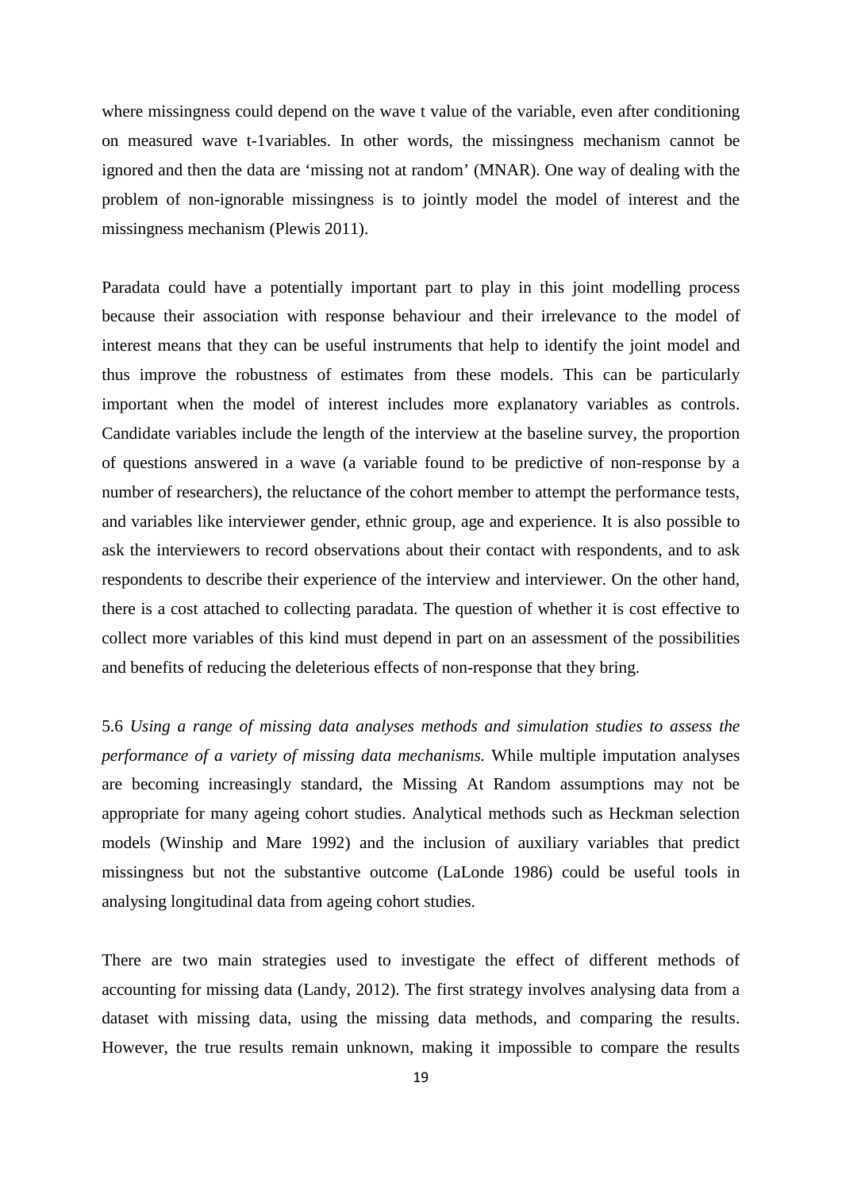where missingness could depend on the wave t value of the variable, even after conditioning on measured wave t-1variables. In other words, the missingness mechanism cannot be ignored and then the data are 'missing not at random' (MNAR). One way of dealing with the problem of non-ignorable missingness is to jointly model the model of interest and the missingness mechanism (Plewis 2011).

Paradata could have a potentially important part to play in this joint modelling process because their association with response behaviour and their irrelevance to the model of interest means that they can be useful instruments that help to identify the joint model and thus improve the robustness of estimates from these models. This can be particularly important when the model of interest includes more explanatory variables as controls. Candidate variables include the length of the interview at the baseline survey, the proportion of questions answered in a wave (a variable found to be predictive of non-response by a number of researchers), the reluctance of the cohort member to attempt the performance tests, and variables like interviewer gender, ethnic group, age and experience. It is also possible to ask the interviewers to record observations about their contact with respondents, and to ask respondents to describe their experience of the interview and interviewer. On the other hand, there is a cost attached to collecting paradata. The question of whether it is cost effective to collect more variables of this kind must depend in part on an assessment of the possibilities and benefits of reducing the deleterious effects of non-response that they bring.

5.6 *Using a range of missing data analyses methods and simulation studies to assess the performance of a variety of missing data mechanisms.* While multiple imputation analyses are becoming increasingly standard, the Missing At Random assumptions may not be appropriate for many ageing cohort studies. Analytical methods such as Heckman selection models (Winship and Mare 1992) and the inclusion of auxiliary variables that predict missingness but not the substantive outcome (LaLonde 1986) could be useful tools in analysing longitudinal data from ageing cohort studies.

There are two main strategies used to investigate the effect of different methods of accounting for missing data (Landy, 2012). The first strategy involves analysing data from a dataset with missing data, using the missing data methods, and comparing the results. However, the true results remain unknown, making it impossible to compare the results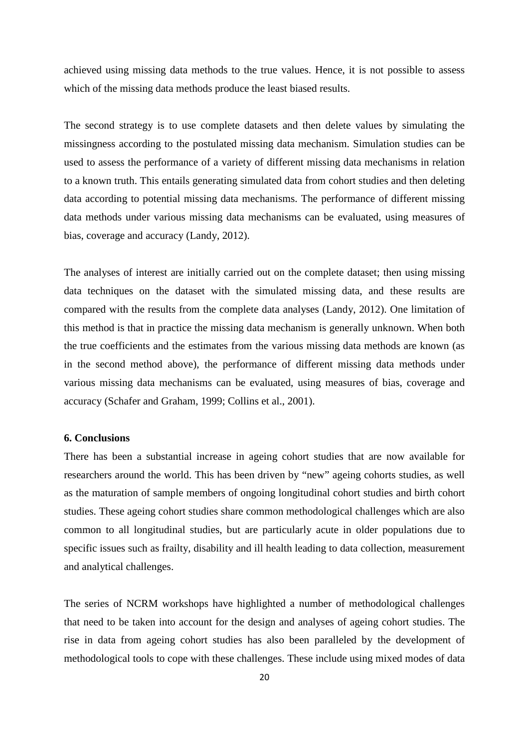achieved using missing data methods to the true values. Hence, it is not possible to assess which of the missing data methods produce the least biased results.

The second strategy is to use complete datasets and then delete values by simulating the missingness according to the postulated missing data mechanism. Simulation studies can be used to assess the performance of a variety of different missing data mechanisms in relation to a known truth. This entails generating simulated data from cohort studies and then deleting data according to potential missing data mechanisms. The performance of different missing data methods under various missing data mechanisms can be evaluated, using measures of bias, coverage and accuracy (Landy, 2012).

The analyses of interest are initially carried out on the complete dataset; then using missing data techniques on the dataset with the simulated missing data, and these results are compared with the results from the complete data analyses (Landy, 2012). One limitation of this method is that in practice the missing data mechanism is generally unknown. When both the true coefficients and the estimates from the various missing data methods are known (as in the second method above), the performance of different missing data methods under various missing data mechanisms can be evaluated, using measures of bias, coverage and accuracy (Schafer and Graham, 1999; Collins et al., 2001).

### 6. Conclusions

There has been a substantial increase in ageing cohort studies that are now available for researchers around the world. This has been driven by "new" ageing cohorts studies, as well as the maturation of sample members of ongoing longitudinal cohort studies and birth cohort studies. These ageing cohort studies share common methodological challenges which are also common to all longitudinal studies, but are particularly acute in older populations due to specific issues such as frailty, disability and ill health leading to data collection, measurement and analytical challenges.

The series of NCRM workshops have highlighted a number of methodological challenges that need to be taken into account for the design and analyses of ageing cohort studies. The rise in data from ageing cohort studies has also been paralleled by the development of methodological tools to cope with these challenges. These include using mixed modes of data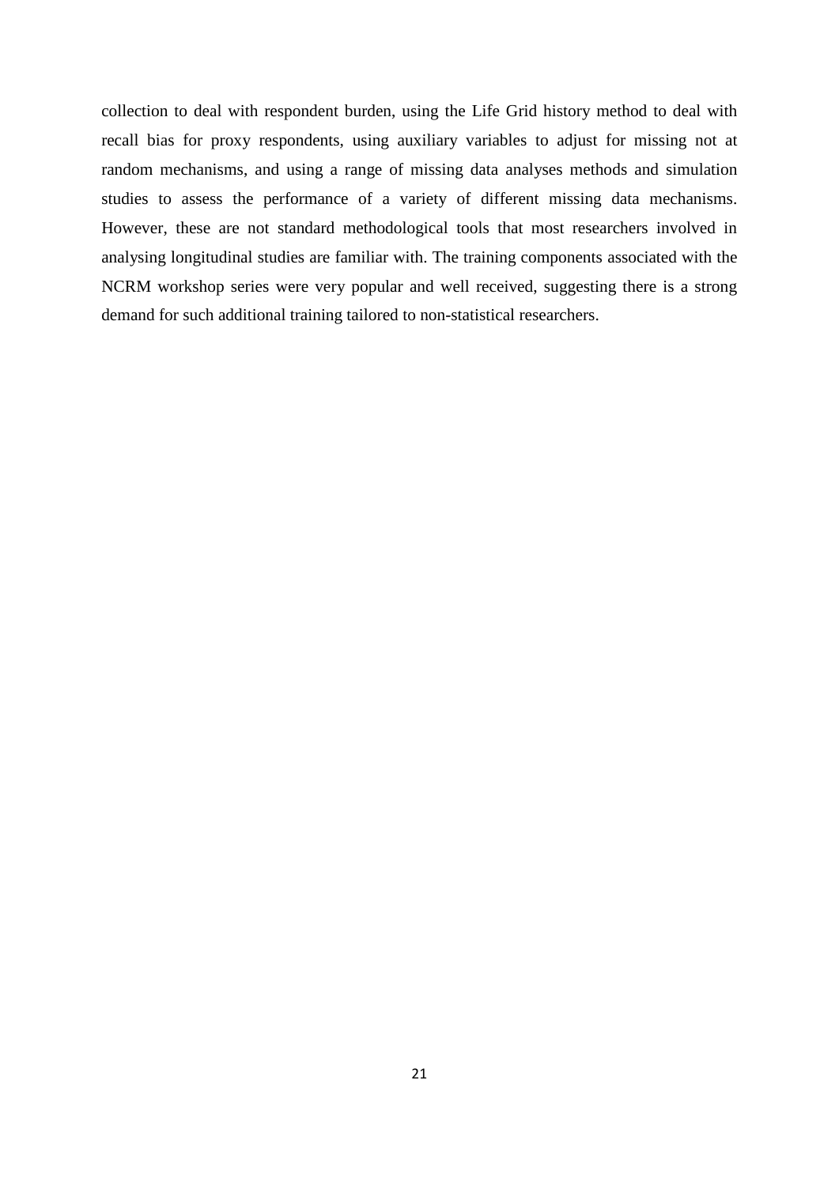collection to deal with respondent burden, using the Life Grid history method to deal with recall bias for proxy respondents, using auxiliary variables to adjust for missing not at random mechanisms, and using a range of missing data analyses methods and simulation studies to assess the performance of a variety of different missing data mechanisms. However, these are not standard methodological tools that most researchers involved in analysing longitudinal studies are familiar with. The training components associated with the NCRM workshop series were very popular and well received, suggesting there is a strong demand for such additional training tailored to non-statistical researchers.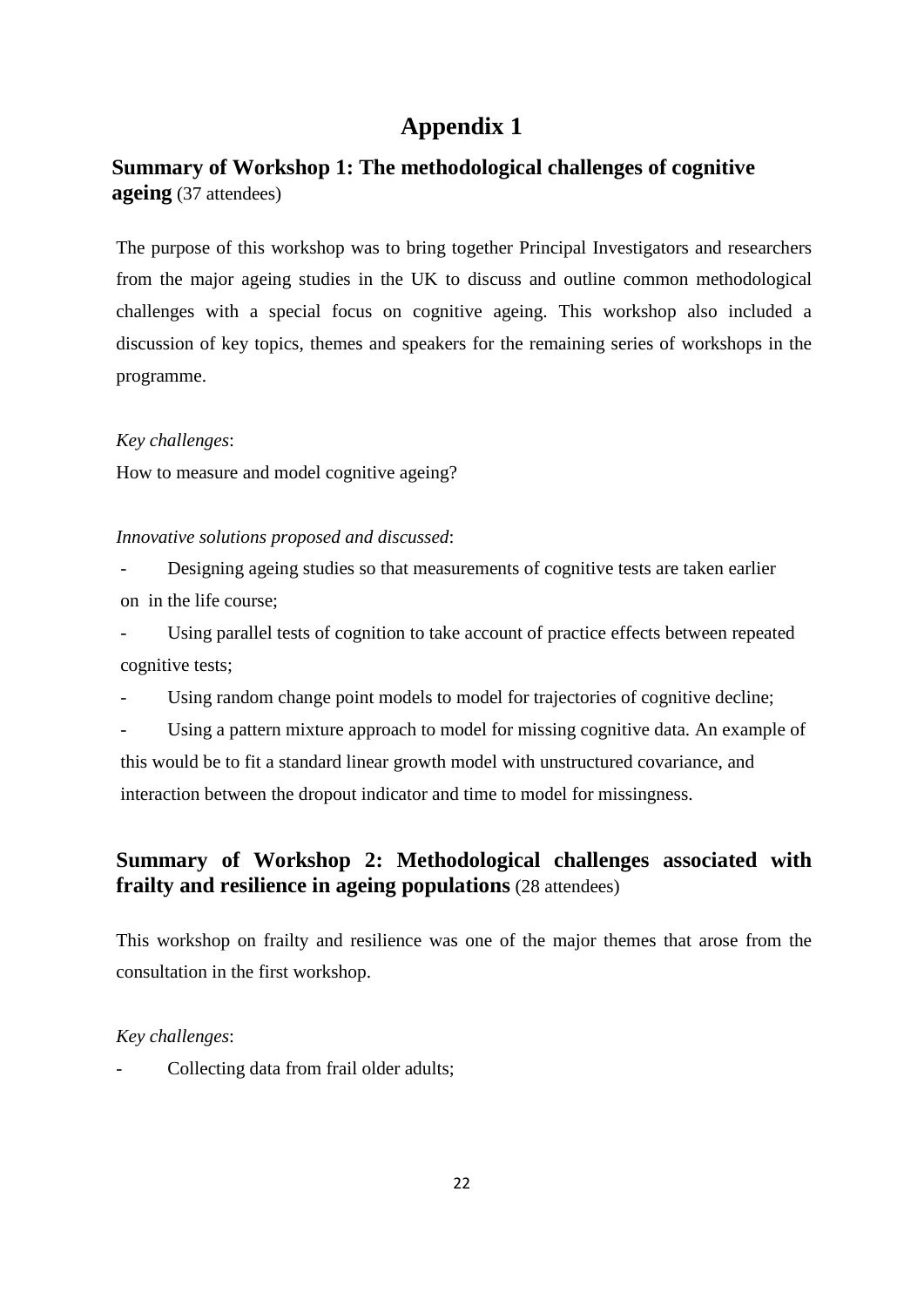# Appendix 1

## Summary of Workshop 1: The methodological challenges of cognitive ageing (37 attendees)

The purpose of this workshop was to bring together Principal Investigators and researchers from the major ageing studies in the UK to discuss and outline common methodological challenges with a special focus on cognitive ageing. This workshop also included a discussion of key topics, themes and speakers for the remaining series of workshops in the programme.

*Key challenges*:

How to measure and model cognitive ageing?

*Innovative solutions proposed and discussed*:

- Designing ageing studies so that measurements of cognitive tests are taken earlier on in the life course;
- Using parallel tests of cognition to take account of practice effects between repeated cognitive tests;
- Using random change point models to model for trajectories of cognitive decline;
- Using a pattern mixture approach to model for missing cognitive data. An example of this would be to fit a standard linear growth model with unstructured covariance, and interaction between the dropout indicator and time to model for missingness.

## Summary of Workshop 2: Methodological challenges associated with frailty and resilience in ageing populations (28 attendees)

This workshop on frailty and resilience was one of the major themes that arose from the consultation in the first workshop.

*Key challenges*:

- Collecting data from frail older adults;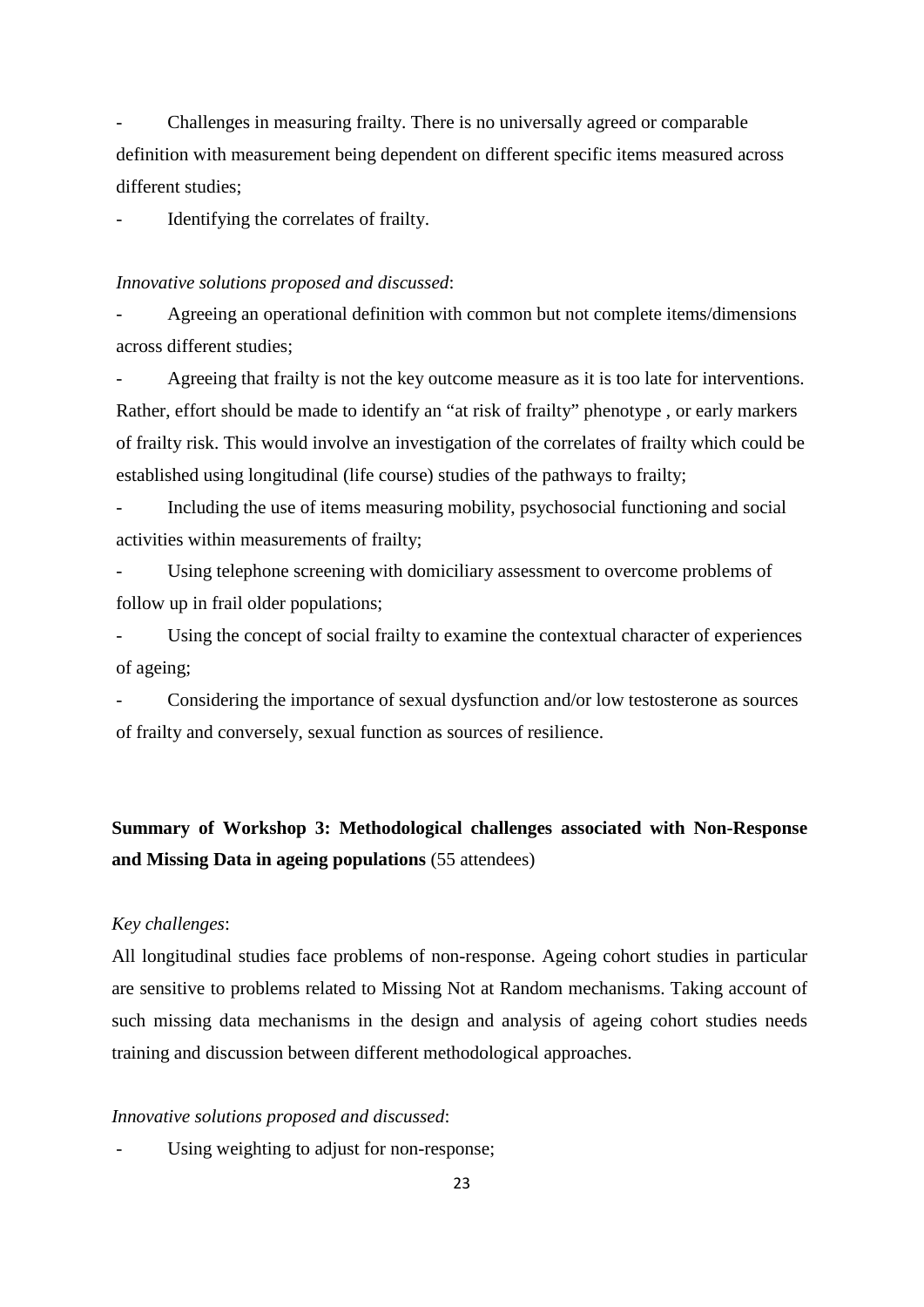- Challenges in measuring frailty. There is no universally agreed or comparable definition with measurement being dependent on different specific items measured across different studies;
- Identifying the correlates of frailty.

*Innovative solutions proposed and discussed*:

- Agreeing an operational definition with common but not complete items/dimensions across different studies;
- Agreeing that frailty is not the key outcome measure as it is too late for interventions. Rather, effort should be made to identify an "at risk of frailty" phenotype , or early markers of frailty risk. This would involve an investigation of the correlates of frailty which could be established using longitudinal (life course) studies of the pathways to frailty;
- Including the use of items measuring mobility, psychosocial functioning and social activities within measurements of frailty;
- Using telephone screening with domiciliary assessment to overcome problems of follow up in frail older populations;
- Using the concept of social frailty to examine the contextual character of experiences of ageing;
- Considering the importance of sexual dysfunction and/or low testosterone as sources of frailty and conversely, sexual function as sources of resilience.

**Summary of Workshop 3: Methodological challenges associated with Non-Response and Missing Data in ageing populations** (55 attendees)

*Key challenges*:

All longitudinal studies face problems of non-response. Ageing cohort studies in particular are sensitive to problems related to Missing Not at Random mechanisms. Taking account of such missing data mechanisms in the design and analysis of ageing cohort studies needs training and discussion between different methodological approaches.

*Innovative solutions proposed and discussed*:

- Using weighting to adjust for non-response;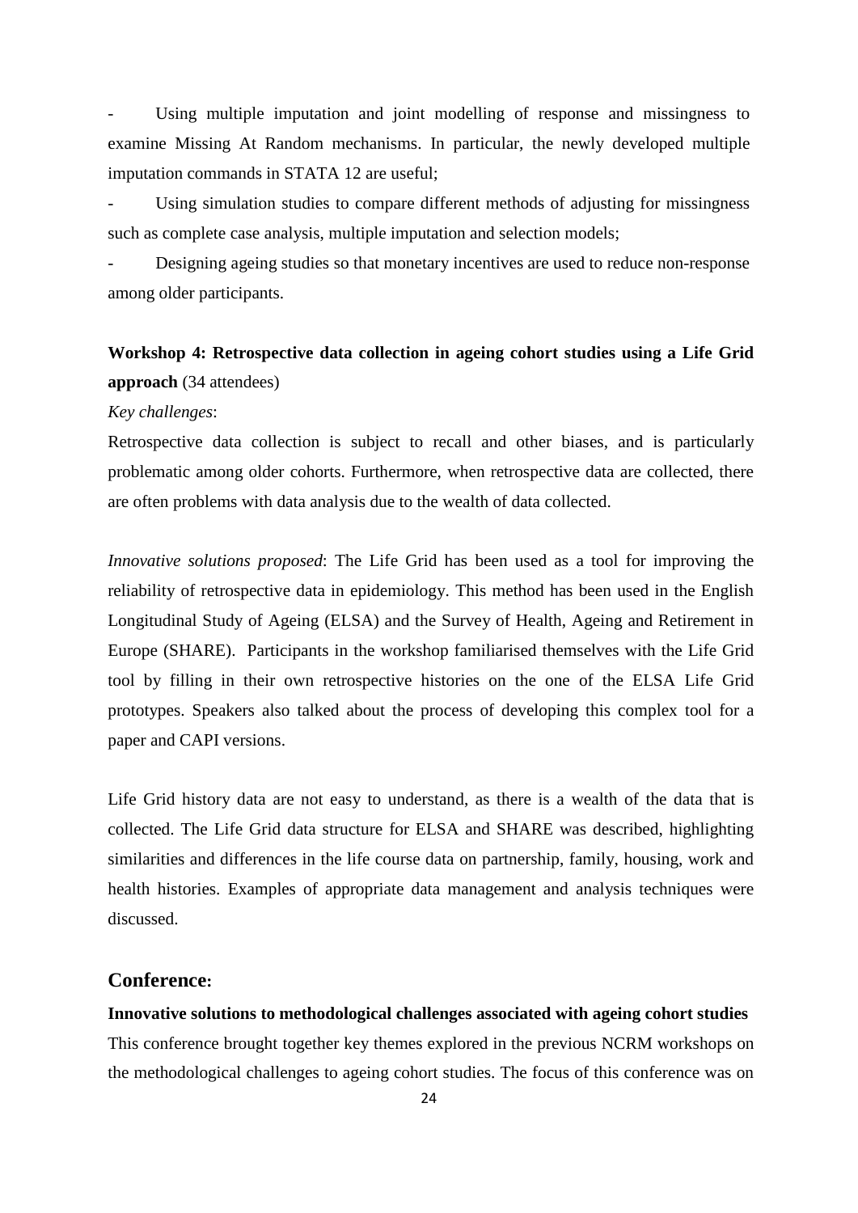- Using multiple imputation and joint modelling of response and missingness to examine Missing At Random mechanisms. In particular, the newly developed multiple imputation commands in STATA 12 are useful;
- Using simulation studies to compare different methods of adjusting for missingness such as complete case analysis, multiple imputation and selection models;
- Designing ageing studies so that monetary incentives are used to reduce non-response among older participants.

**Workshop 4: Retrospective data collection in ageing cohort studies using a Life Grid approach** (34 attendees)

*Key challenges*:

Retrospective data collection is subject to recall and other biases, and is particularly problematic among older cohorts. Furthermore, when retrospective data are collected, there are often problems with data analysis due to the wealth of data collected.

*Innovative solutions proposed*: The Life Grid has been used as a tool for improving the reliability of retrospective data in epidemiology. This method has been used in the English Longitudinal Study of Ageing (ELSA) and the Survey of Health, Ageing and Retirement in Europe (SHARE). Participants in the workshop familiarised themselves with the Life Grid tool by filling in their own retrospective histories on the one of the ELSA Life Grid prototypes. Speakers also talked about the process of developing this complex tool for a paper and CAPI versions.

Life Grid history data are not easy to understand, as there is a wealth of the data that is collected. The Life Grid data structure for ELSA and SHARE was described, highlighting similarities and differences in the life course data on partnership, family, housing, work and health histories. Examples of appropriate data management and analysis techniques were discussed.

## Conference:

**Innovative solutions to methodological challenges associated with ageing cohort studies**

This conference brought together key themes explored in the previous NCRM workshops on the methodological challenges to ageing cohort studies. The focus of this conference was on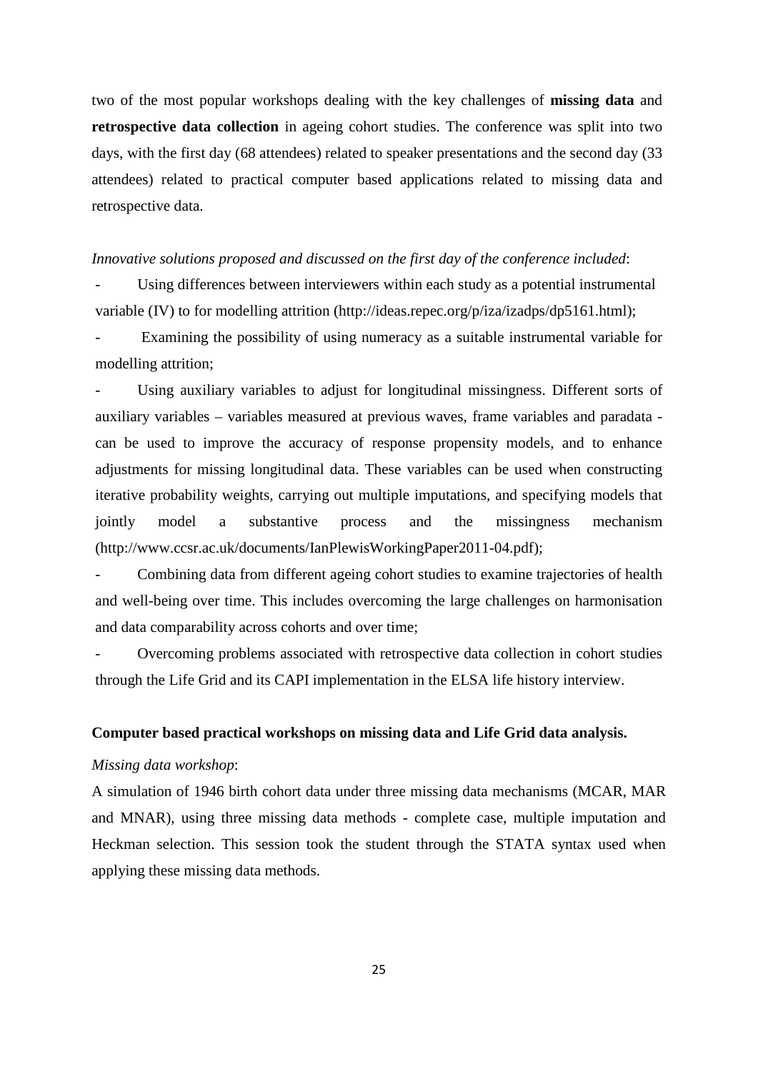two of the most popular workshops dealing with the key challenges of **missing data** and **retrospective data collection** in ageing cohort studies. The conference was split into two days, with the first day (68 attendees) related to speaker presentations and the second day (33 attendees) related to practical computer based applications related to missing data and retrospective data.

*Innovative solutions proposed and discussed on the first day of the conference included*:

- Using differences between interviewers within each study as a potential instrumental variable (IV) to for modelling attrition (http://ideas.repec.org/p/iza/izadps/dp5161.html);
- Examining the possibility of using numeracy as a suitable instrumental variable for modelling attrition;
- Using auxiliary variables to adjust for longitudinal missingness. Different sorts of auxiliary variables – variables measured at previous waves, frame variables and paradata - can be used to improve the accuracy of response propensity models, and to enhance adjustments for missing longitudinal data. These variables can be used when constructing iterative probability weights, carrying out multiple imputations, and specifying models that jointly model a substantive process and the missingness mechanism (http://www.ccsr.ac.uk/documents/IanPlewisWorkingPaper2011-04.pdf);
- Combining data from different ageing cohort studies to examine trajectories of health and well-being over time. This includes overcoming the large challenges on harmonisation and data comparability across cohorts and over time;
- Overcoming problems associated with retrospective data collection in cohort studies through the Life Grid and its CAPI implementation in the ELSA life history interview.

**Computer based practical workshops on missing data and Life Grid data analysis.**

*Missing data workshop*:

A simulation of 1946 birth cohort data under three missing data mechanisms (MCAR, MAR and MNAR), using three missing data methods - complete case, multiple imputation and Heckman selection. This session took the student through the STATA syntax used when applying these missing data methods.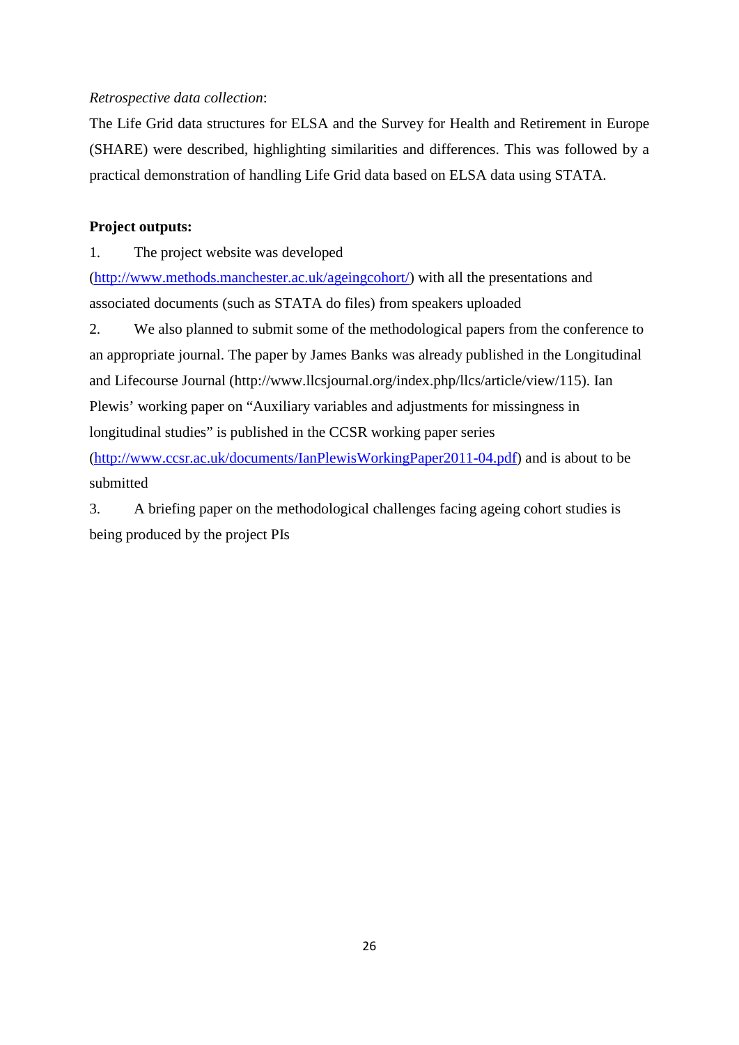*Retrospective data collection*:

The Life Grid data structures for ELSA and the Survey for Health and Retirement in Europe (SHARE) were described, highlighting similarities and differences. This was followed by a practical demonstration of handling Life Grid data based on ELSA data using STATA.

**Project outputs:**

1. The project website was developed (http://www.methods.manchester.ac.uk/ageingcohort/) with all the presentations and associated documents (such as STATA do files) from speakers uploaded
2. We also planned to submit some of the methodological papers from the conference to an appropriate journal. The paper by James Banks was already published in the Longitudinal and Lifecourse Journal (http://www.llcsjournal.org/index.php/llcs/article/view/115). Ian Plewis' working paper on "Auxiliary variables and adjustments for missingness in longitudinal studies" is published in the CCSR working paper series (http://www.ccsr.ac.uk/documents/IanPlewisWorkingPaper2011-04.pdf) and is about to be submitted
3. A briefing paper on the methodological challenges facing ageing cohort studies is being produced by the project PIs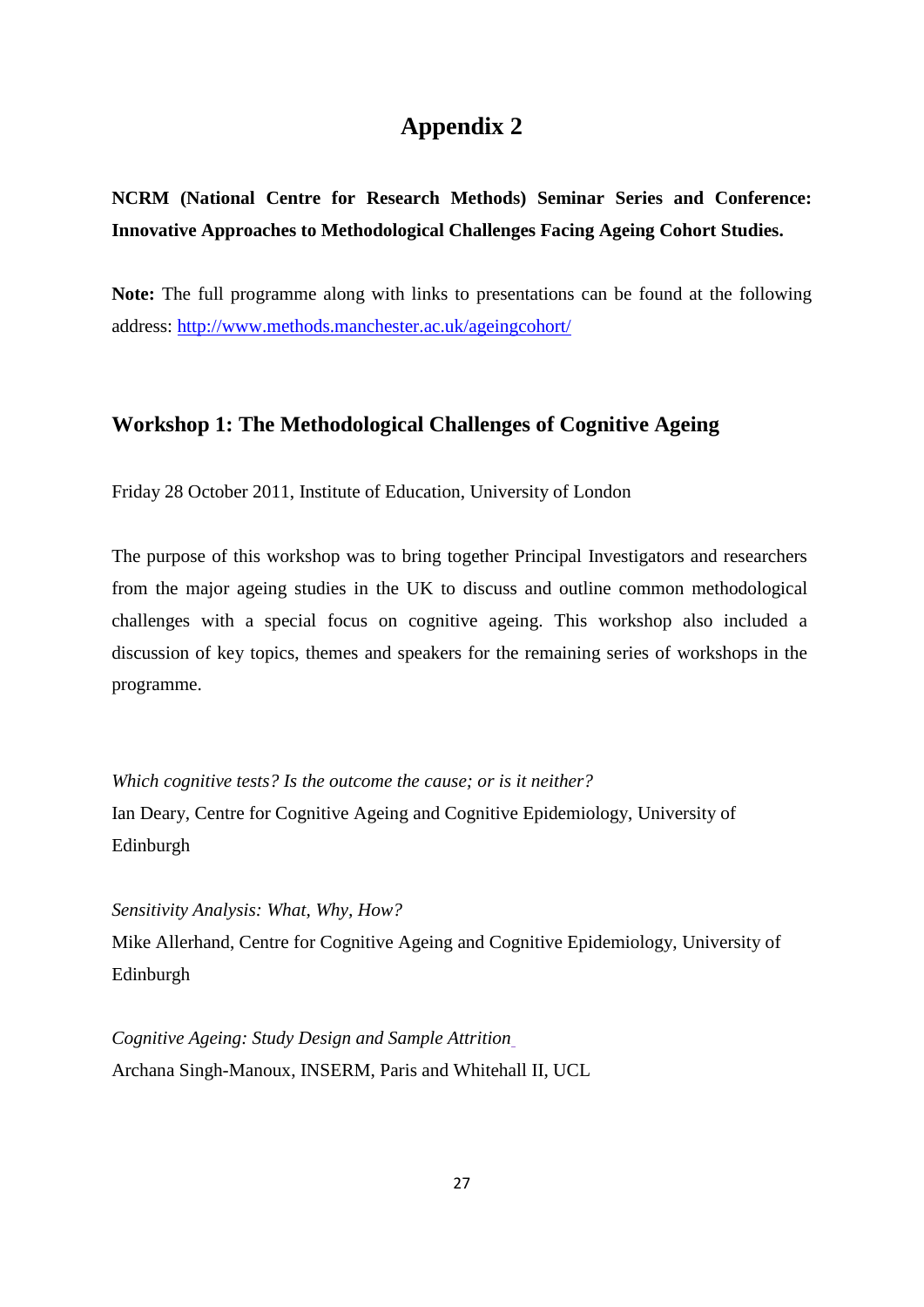# Appendix 2

**NCRM (National Centre for Research Methods) Seminar Series and Conference: Innovative Approaches to Methodological Challenges Facing Ageing Cohort Studies.**

**Note:** The full programme along with links to presentations can be found at the following address: [http://www.methods.manchester.ac.uk/ageingcohort/](http://www.methods.manchester.ac.uk/ageingcohort/)

## Workshop 1: The Methodological Challenges of Cognitive Ageing

Friday 28 October 2011, Institute of Education, University of London

The purpose of this workshop was to bring together Principal Investigators and researchers from the major ageing studies in the UK to discuss and outline common methodological challenges with a special focus on cognitive ageing. This workshop also included a discussion of key topics, themes and speakers for the remaining series of workshops in the programme.

*Which cognitive tests? Is the outcome the cause; or is it neither?*
Ian Deary, Centre for Cognitive Ageing and Cognitive Epidemiology, University of Edinburgh

*Sensitivity Analysis: What, Why, How?*
Mike Allerhand, Centre for Cognitive Ageing and Cognitive Epidemiology, University of Edinburgh

*Cognitive Ageing: Study Design and Sample Attrition*
Archana Singh-Manoux, INSERM, Paris and Whitehall II, UCL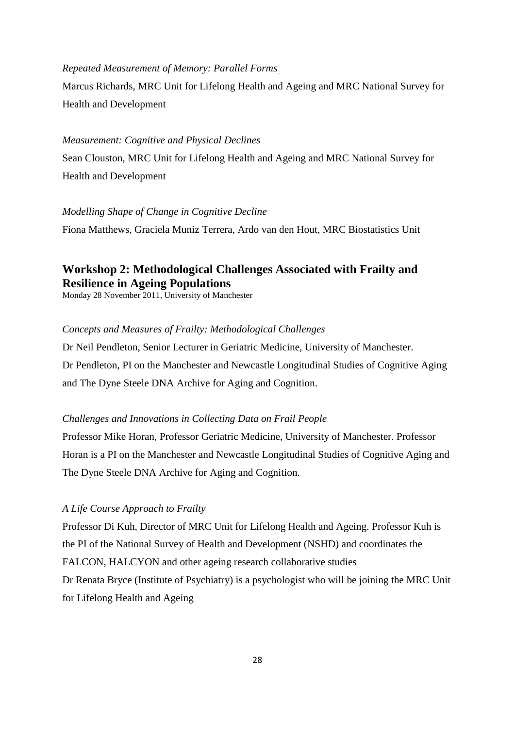*Repeated Measurement of Memory: Parallel Forms*

Marcus Richards, MRC Unit for Lifelong Health and Ageing and MRC National Survey for Health and Development

*Measurement: Cognitive and Physical Declines*

Sean Clouston, MRC Unit for Lifelong Health and Ageing and MRC National Survey for Health and Development

*Modelling Shape of Change in Cognitive Decline*

Fiona Matthews, Graciela Muniz Terrera, Ardo van den Hout, MRC Biostatistics Unit

## Workshop 2: Methodological Challenges Associated with Frailty and Resilience in Ageing Populations

Monday 28 November 2011, University of Manchester

*Concepts and Measures of Frailty: Methodological Challenges*

Dr Neil Pendleton, Senior Lecturer in Geriatric Medicine, University of Manchester. Dr Pendleton, PI on the Manchester and Newcastle Longitudinal Studies of Cognitive Aging and The Dyne Steele DNA Archive for Aging and Cognition.

*Challenges and Innovations in Collecting Data on Frail People*

Professor Mike Horan, Professor Geriatric Medicine, University of Manchester. Professor Horan is a PI on the Manchester and Newcastle Longitudinal Studies of Cognitive Aging and The Dyne Steele DNA Archive for Aging and Cognition.

*A Life Course Approach to Frailty*

Professor Di Kuh, Director of MRC Unit for Lifelong Health and Ageing. Professor Kuh is the PI of the National Survey of Health and Development (NSHD) and coordinates the FALCON, HALCYON and other ageing research collaborative studies

Dr Renata Bryce (Institute of Psychiatry) is a psychologist who will be joining the MRC Unit for Lifelong Health and Ageing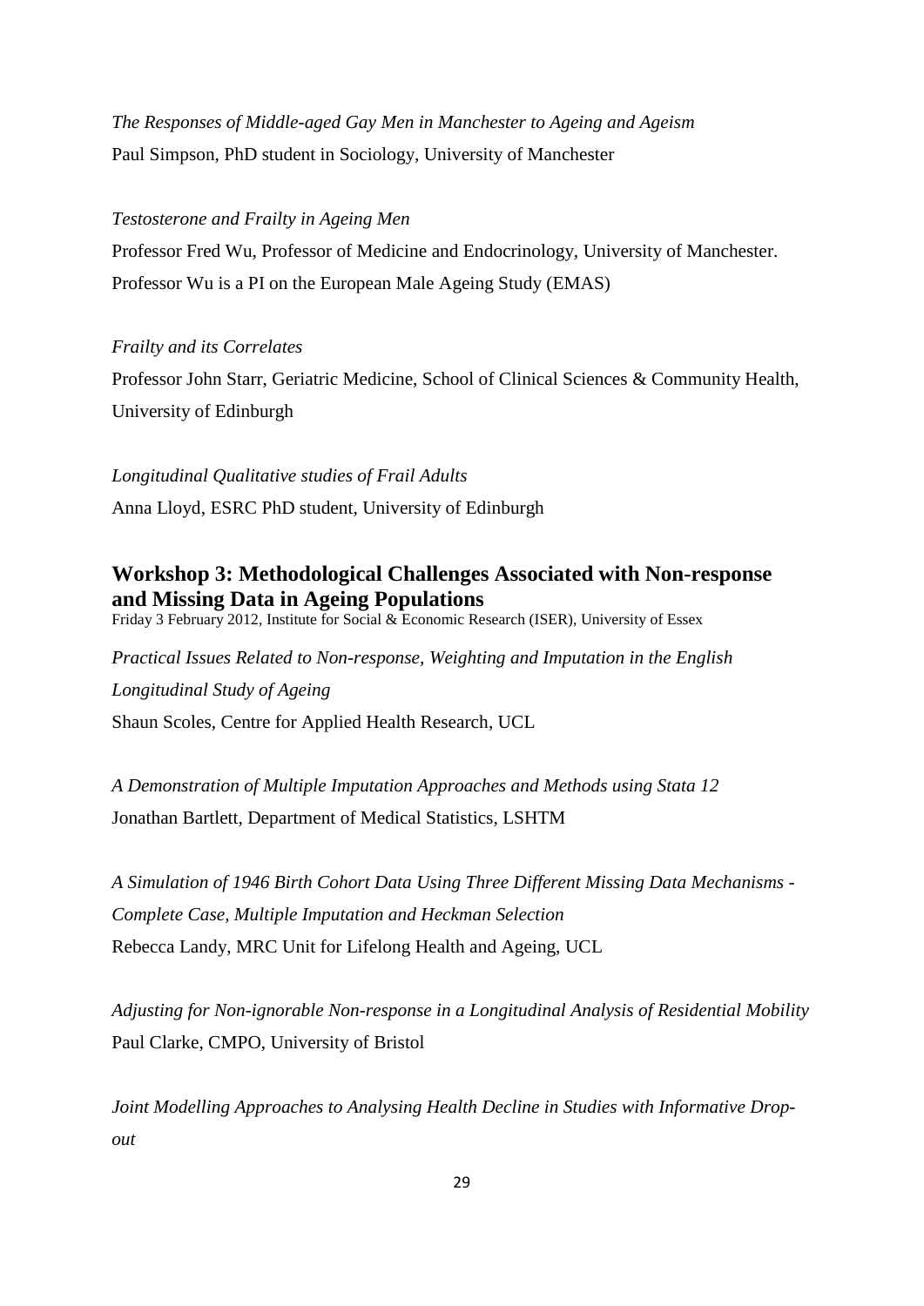*The Responses of Middle-aged Gay Men in Manchester to Ageing and Ageism*
Paul Simpson, PhD student in Sociology, University of Manchester

*Testosterone and Frailty in Ageing Men*
Professor Fred Wu, Professor of Medicine and Endocrinology, University of Manchester. Professor Wu is a PI on the European Male Ageing Study (EMAS)

*Frailty and its Correlates*
Professor John Starr, Geriatric Medicine, School of Clinical Sciences & Community Health, University of Edinburgh

*Longitudinal Qualitative studies of Frail Adults*
Anna Lloyd, ESRC PhD student, University of Edinburgh

## Workshop 3: Methodological Challenges Associated with Non-response and Missing Data in Ageing Populations

Friday 3 February 2012, Institute for Social & Economic Research (ISER), University of Essex

*Practical Issues Related to Non-response, Weighting and Imputation in the English Longitudinal Study of Ageing*
Shaun Scoles, Centre for Applied Health Research, UCL

*A Demonstration of Multiple Imputation Approaches and Methods using Stata 12*
Jonathan Bartlett, Department of Medical Statistics, LSHTM

*A Simulation of 1946 Birth Cohort Data Using Three Different Missing Data Mechanisms - Complete Case, Multiple Imputation and Heckman Selection*
Rebecca Landy, MRC Unit for Lifelong Health and Ageing, UCL

*Adjusting for Non-ignorable Non-response in a Longitudinal Analysis of Residential Mobility*
Paul Clarke, CMPO, University of Bristol

*Joint Modelling Approaches to Analysing Health Decline in Studies with Informative Drop-out*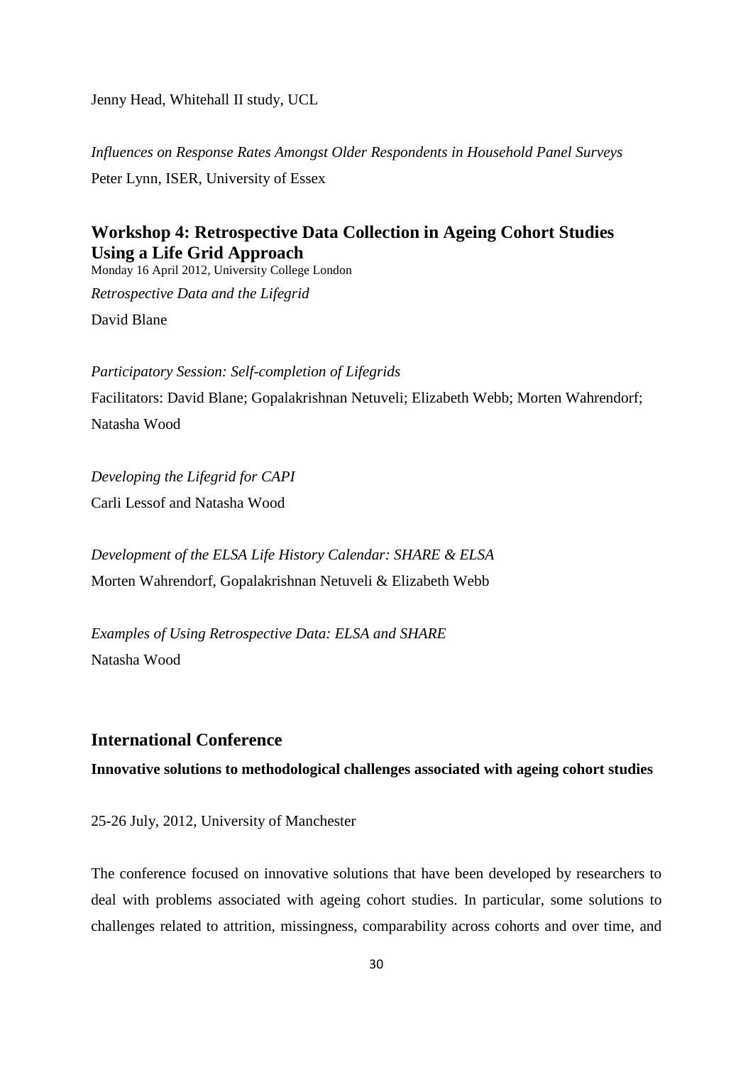Jenny Head, Whitehall II study, UCL

*Influences on Response Rates Amongst Older Respondents in Household Panel Surveys*

Peter Lynn, ISER, University of Essex

## Workshop 4: Retrospective Data Collection in Ageing Cohort Studies Using a Life Grid Approach

Monday 16 April 2012, University College London

*Retrospective Data and the Lifegrid*

David Blane

*Participatory Session: Self-completion of Lifegrids*

Facilitators: David Blane; Gopalakrishnan Netuveli; Elizabeth Webb; Morten Wahrendorf; Natasha Wood

*Developing the Lifegrid for CAPI*

Carli Lessof and Natasha Wood

*Development of the ELSA Life History Calendar: SHARE & ELSA*

Morten Wahrendorf, Gopalakrishnan Netuveli & Elizabeth Webb

*Examples of Using Retrospective Data: ELSA and SHARE*

Natasha Wood

## International Conference

**Innovative solutions to methodological challenges associated with ageing cohort studies**

25-26 July, 2012, University of Manchester

The conference focused on innovative solutions that have been developed by researchers to deal with problems associated with ageing cohort studies. In particular, some solutions to challenges related to attrition, missingness, comparability across cohorts and over time, and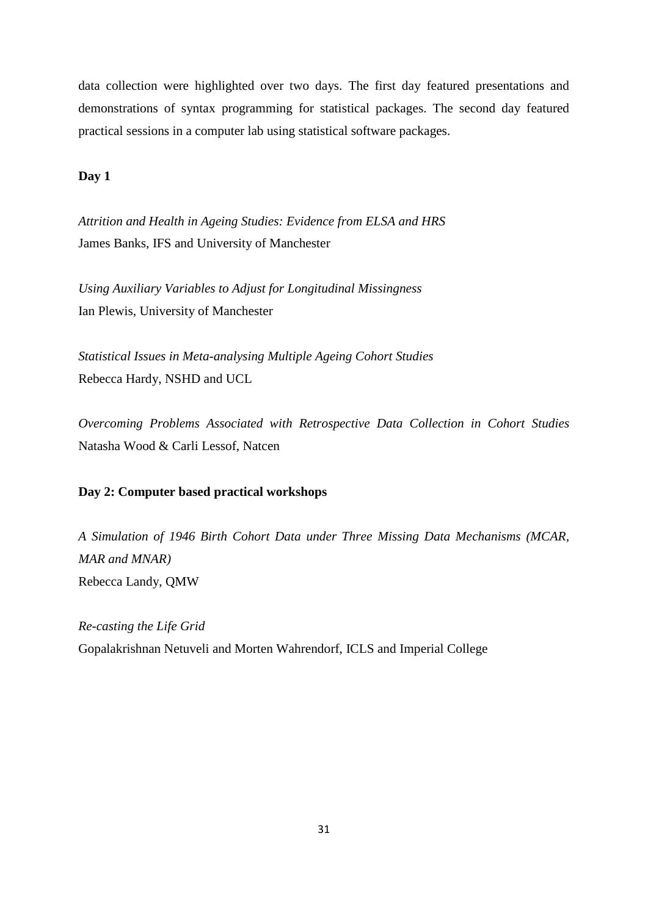data collection were highlighted over two days. The first day featured presentations and demonstrations of syntax programming for statistical packages. The second day featured practical sessions in a computer lab using statistical software packages.

**Day 1**

*Attrition and Health in Ageing Studies: Evidence from ELSA and HRS*
James Banks, IFS and University of Manchester

*Using Auxiliary Variables to Adjust for Longitudinal Missingness*
Ian Plewis, University of Manchester

*Statistical Issues in Meta-analysing Multiple Ageing Cohort Studies*
Rebecca Hardy, NSHD and UCL

*Overcoming Problems Associated with Retrospective Data Collection in Cohort Studies*
Natasha Wood & Carli Lessof, Natcen

**Day 2: Computer based practical workshops**

*A Simulation of 1946 Birth Cohort Data under Three Missing Data Mechanisms (MCAR, MAR and MNAR)*
Rebecca Landy, QMW

*Re-casting the Life Grid*
Gopalakrishnan Netuveli and Morten Wahrendorf, ICLS and Imperial College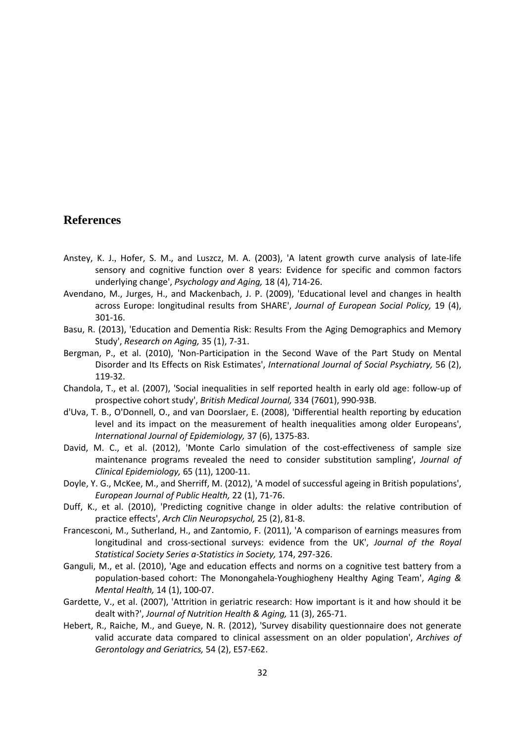## References

Anstey, K. J., Hofer, S. M., and Luszcz, M. A. (2003), 'A latent growth curve analysis of late-life sensory and cognitive function over 8 years: Evidence for specific and common factors underlying change', *Psychology and Aging,* 18 (4), 714-26.

Avendano, M., Jurges, H., and Mackenbach, J. P. (2009), 'Educational level and changes in health across Europe: longitudinal results from SHARE', *Journal of European Social Policy,* 19 (4), 301-16.

Basu, R. (2013), 'Education and Dementia Risk: Results From the Aging Demographics and Memory Study', *Research on Aging,* 35 (1), 7-31.

Bergman, P., et al. (2010), 'Non-Participation in the Second Wave of the Part Study on Mental Disorder and Its Effects on Risk Estimates', *International Journal of Social Psychiatry,* 56 (2), 119-32.

Chandola, T., et al. (2007), 'Social inequalities in self reported health in early old age: follow-up of prospective cohort study', *British Medical Journal,* 334 (7601), 990-93B.

d'Uva, T. B., O'Donnell, O., and van Doorslaer, E. (2008), 'Differential health reporting by education level and its impact on the measurement of health inequalities among older Europeans', *International Journal of Epidemiology,* 37 (6), 1375-83.

David, M. C., et al. (2012), 'Monte Carlo simulation of the cost-effectiveness of sample size maintenance programs revealed the need to consider substitution sampling', *Journal of Clinical Epidemiology,* 65 (11), 1200-11.

Doyle, Y. G., McKee, M., and Sherriff, M. (2012), 'A model of successful ageing in British populations', *European Journal of Public Health,* 22 (1), 71-76.

Duff, K., et al. (2010), 'Predicting cognitive change in older adults: the relative contribution of practice effects', *Arch Clin Neuropsychol,* 25 (2), 81-8.

Francesconi, M., Sutherland, H., and Zantomio, F. (2011), 'A comparison of earnings measures from longitudinal and cross-sectional surveys: evidence from the UK', *Journal of the Royal Statistical Society Series a-Statistics in Society,* 174, 297-326.

Ganguli, M., et al. (2010), 'Age and education effects and norms on a cognitive test battery from a population-based cohort: The Monongahela-Youghiogheny Healthy Aging Team', *Aging & Mental Health,* 14 (1), 100-07.

Gardette, V., et al. (2007), 'Attrition in geriatric research: How important is it and how should it be dealt with?', *Journal of Nutrition Health & Aging,* 11 (3), 265-71.

Hebert, R., Raiche, M., and Gueye, N. R. (2012), 'Survey disability questionnaire does not generate valid accurate data compared to clinical assessment on an older population', *Archives of Gerontology and Geriatrics,* 54 (2), E57-E62.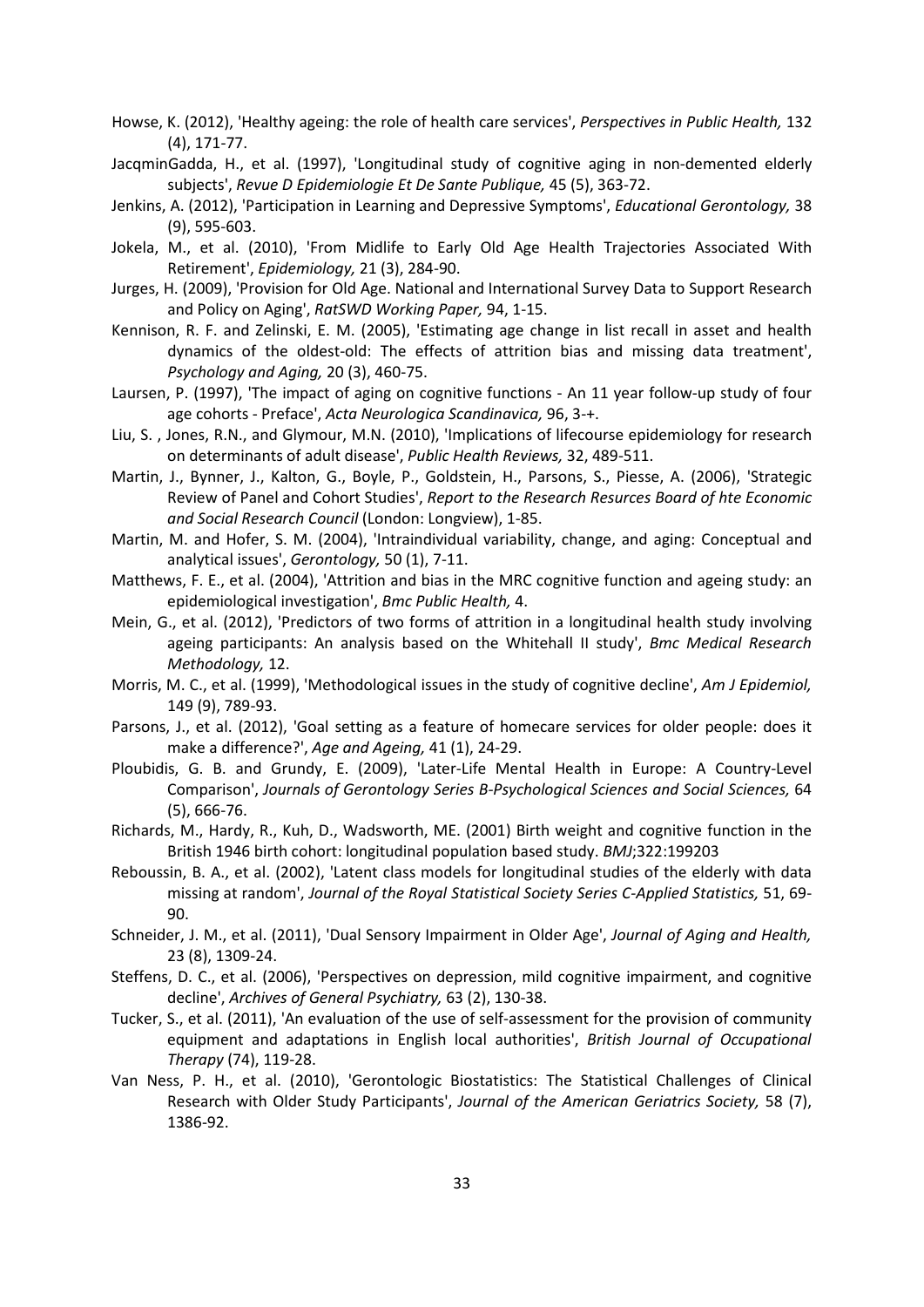Howse, K. (2012), 'Healthy ageing: the role of health care services', *Perspectives in Public Health,* 132 (4), 171-77.

JacqminGadda, H., et al. (1997), 'Longitudinal study of cognitive aging in non-demented elderly subjects', *Revue D Epidemiologie Et De Sante Publique,* 45 (5), 363-72.

Jenkins, A. (2012), 'Participation in Learning and Depressive Symptoms', *Educational Gerontology,* 38 (9), 595-603.

Jokela, M., et al. (2010), 'From Midlife to Early Old Age Health Trajectories Associated With Retirement', *Epidemiology,* 21 (3), 284-90.

Jurges, H. (2009), 'Provision for Old Age. National and International Survey Data to Support Research and Policy on Aging', *RatSWD Working Paper,* 94, 1-15.

Kennison, R. F. and Zelinski, E. M. (2005), 'Estimating age change in list recall in asset and health dynamics of the oldest-old: The effects of attrition bias and missing data treatment', *Psychology and Aging,* 20 (3), 460-75.

Laursen, P. (1997), 'The impact of aging on cognitive functions - An 11 year follow-up study of four age cohorts - Preface', *Acta Neurologica Scandinavica,* 96, 3-+.

Liu, S. , Jones, R.N., and Glymour, M.N. (2010), 'Implications of lifecourse epidemiology for research on determinants of adult disease', *Public Health Reviews,* 32, 489-511.

Martin, J., Bynner, J., Kalton, G., Boyle, P., Goldstein, H., Parsons, S., Piesse, A. (2006), 'Strategic Review of Panel and Cohort Studies', *Report to the Research Resurces Board of hte Economic and Social Research Council* (London: Longview), 1-85.

Martin, M. and Hofer, S. M. (2004), 'Intraindividual variability, change, and aging: Conceptual and analytical issues', *Gerontology,* 50 (1), 7-11.

Matthews, F. E., et al. (2004), 'Attrition and bias in the MRC cognitive function and ageing study: an epidemiological investigation', *Bmc Public Health,* 4.

Mein, G., et al. (2012), 'Predictors of two forms of attrition in a longitudinal health study involving ageing participants: An analysis based on the Whitehall II study', *Bmc Medical Research Methodology,* 12.

Morris, M. C., et al. (1999), 'Methodological issues in the study of cognitive decline', *Am J Epidemiol,* 149 (9), 789-93.

Parsons, J., et al. (2012), 'Goal setting as a feature of homecare services for older people: does it make a difference?', *Age and Ageing,* 41 (1), 24-29.

Ploubidis, G. B. and Grundy, E. (2009), 'Later-Life Mental Health in Europe: A Country-Level Comparison', *Journals of Gerontology Series B-Psychological Sciences and Social Sciences,* 64 (5), 666-76.

Richards, M., Hardy, R., Kuh, D., Wadsworth, ME. (2001) Birth weight and cognitive function in the British 1946 birth cohort: longitudinal population based study. *BMJ*;322:199203

Reboussin, B. A., et al. (2002), 'Latent class models for longitudinal studies of the elderly with data missing at random', *Journal of the Royal Statistical Society Series C-Applied Statistics,* 51, 69-90.

Schneider, J. M., et al. (2011), 'Dual Sensory Impairment in Older Age', *Journal of Aging and Health,* 23 (8), 1309-24.

Steffens, D. C., et al. (2006), 'Perspectives on depression, mild cognitive impairment, and cognitive decline', *Archives of General Psychiatry,* 63 (2), 130-38.

Tucker, S., et al. (2011), 'An evaluation of the use of self-assessment for the provision of community equipment and adaptations in English local authorities', *British Journal of Occupational Therapy* (74), 119-28.

Van Ness, P. H., et al. (2010), 'Gerontologic Biostatistics: The Statistical Challenges of Clinical Research with Older Study Participants', *Journal of the American Geriatrics Society,* 58 (7), 1386-92.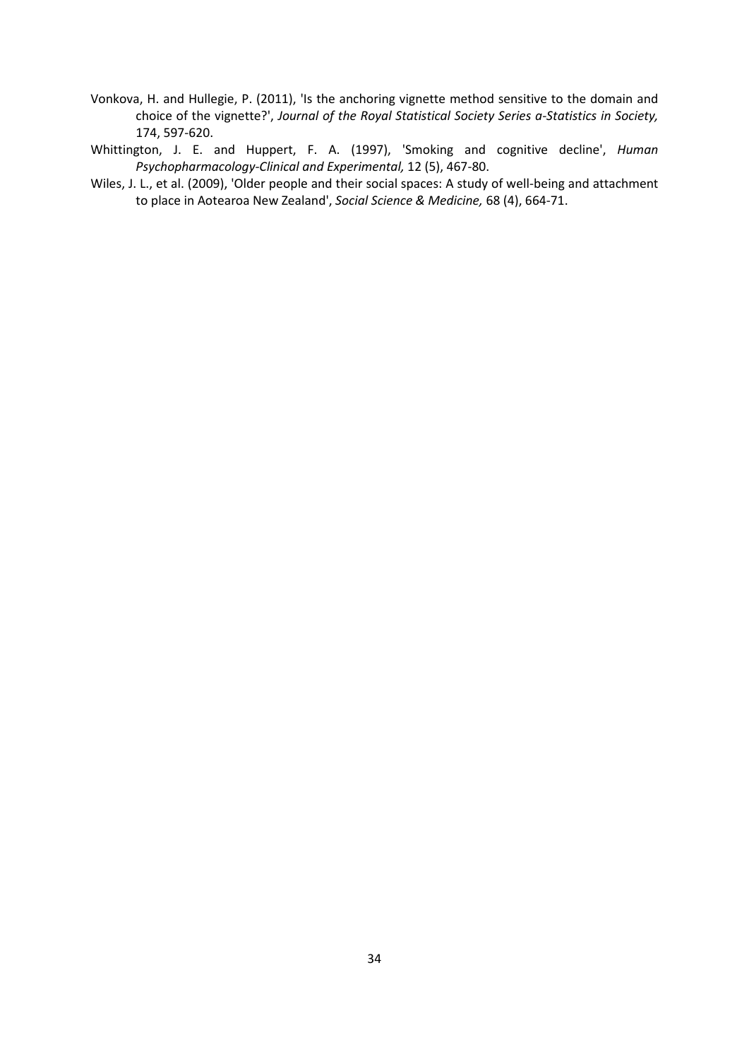Vonkova, H. and Hullegie, P. (2011), 'Is the anchoring vignette method sensitive to the domain and choice of the vignette?', *Journal of the Royal Statistical Society Series a-Statistics in Society,* 174, 597-620.

Whittington, J. E. and Huppert, F. A. (1997), 'Smoking and cognitive decline', *Human Psychopharmacology-Clinical and Experimental,* 12 (5), 467-80.

Wiles, J. L., et al. (2009), 'Older people and their social spaces: A study of well-being and attachment to place in Aotearoa New Zealand', *Social Science & Medicine,* 68 (4), 664-71.